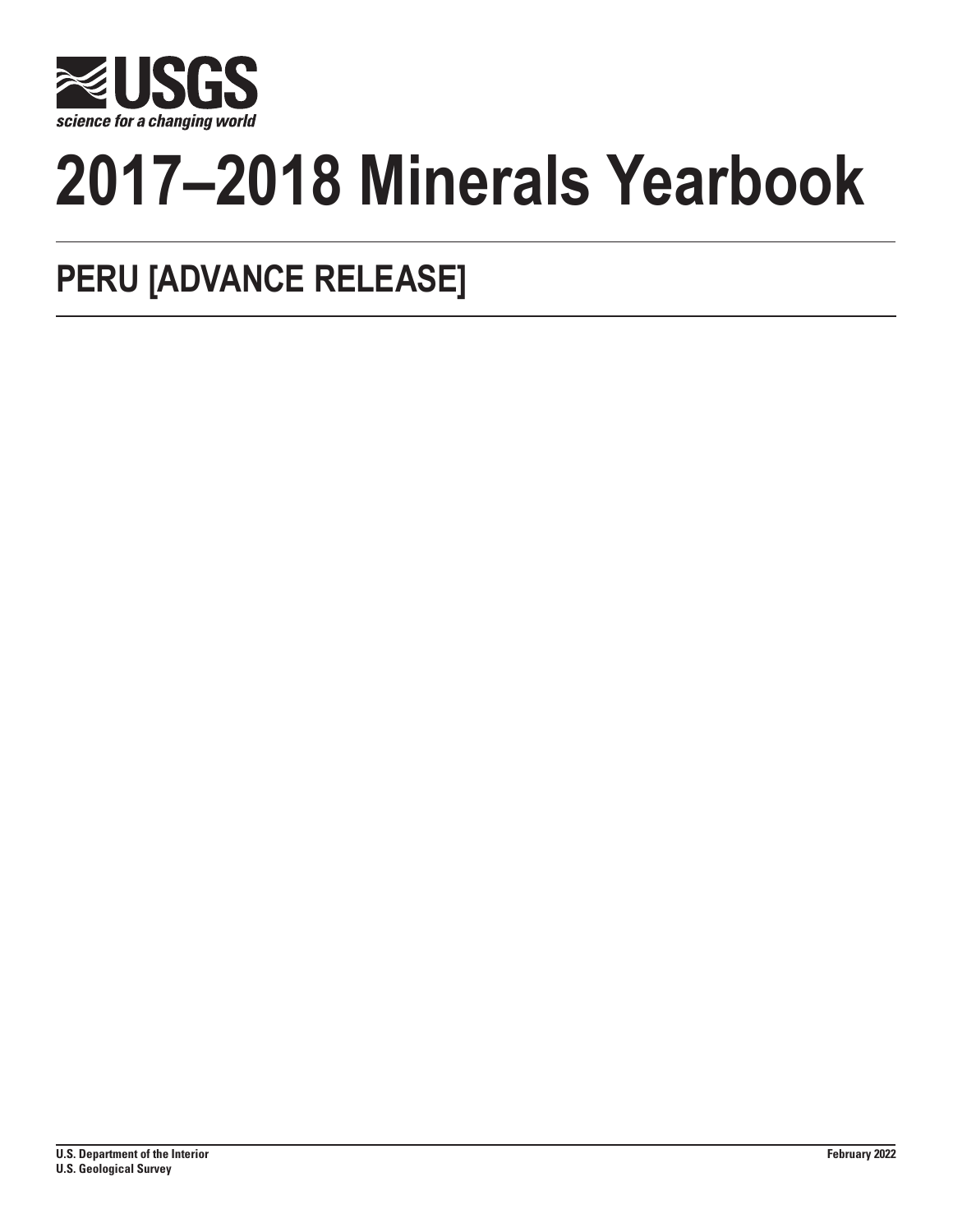USGS

science for a changing world

# 2017–2018 Minerals Yearbook

## PERU [ADVANCE RELEASE]

U.S. Department of the Interior
U.S. Geological Survey

February 2022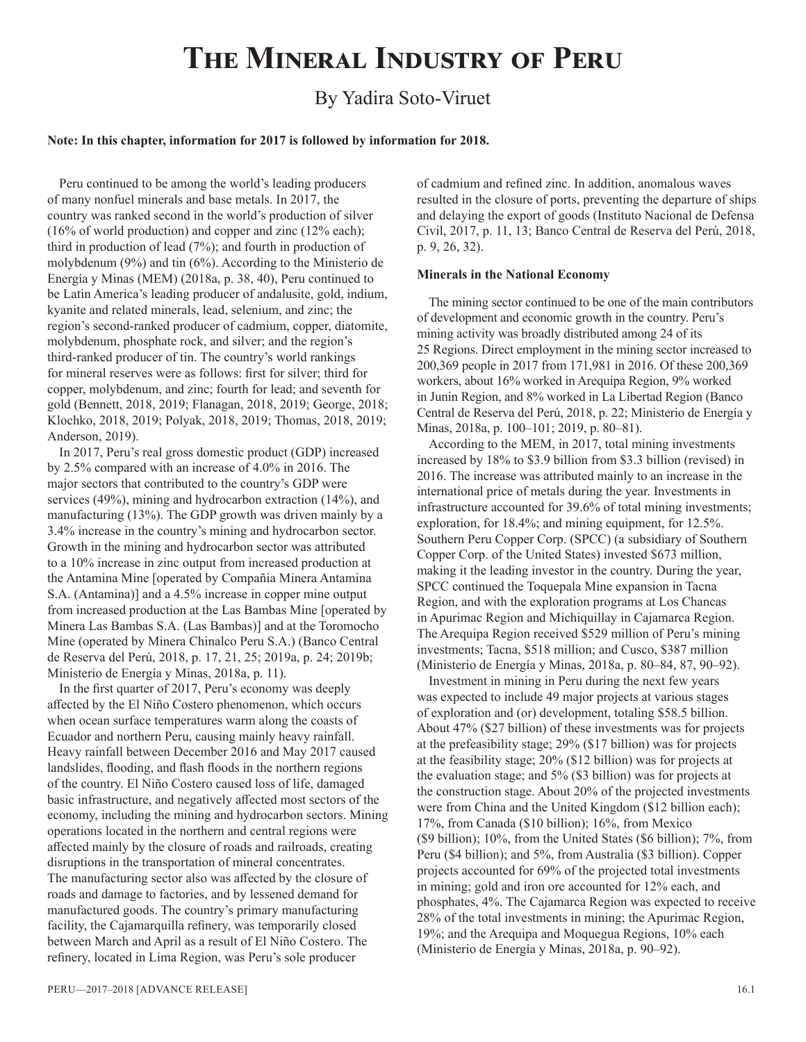# The Mineral Industry of Peru

By Yadira Soto-Viruet

**Note: In this chapter, information for 2017 is followed by information for 2018.**

Peru continued to be among the world's leading producers of many nonfuel minerals and base metals. In 2017, the country was ranked second in the world's production of silver (16% of world production) and copper and zinc (12% each); third in production of lead (7%); and fourth in production of molybdenum (9%) and tin (6%). According to the Ministerio de Energía y Minas (MEM) (2018a, p. 38, 40), Peru continued to be Latin America's leading producer of andalusite, gold, indium, kyanite and related minerals, lead, selenium, and zinc; the region's second-ranked producer of cadmium, copper, diatomite, molybdenum, phosphate rock, and silver; and the region's third-ranked producer of tin. The country's world rankings for mineral reserves were as follows: first for silver; third for copper, molybdenum, and zinc; fourth for lead; and seventh for gold (Bennett, 2018, 2019; Flanagan, 2018, 2019; George, 2018; Klochko, 2018, 2019; Polyak, 2018, 2019; Thomas, 2018, 2019; Anderson, 2019).

In 2017, Peru's real gross domestic product (GDP) increased by 2.5% compared with an increase of 4.0% in 2016. The major sectors that contributed to the country's GDP were services (49%), mining and hydrocarbon extraction (14%), and manufacturing (13%). The GDP growth was driven mainly by a 3.4% increase in the country's mining and hydrocarbon sector. Growth in the mining and hydrocarbon sector was attributed to a 10% increase in zinc output from increased production at the Antamina Mine [operated by Compañia Minera Antamina S.A. (Antamina)] and a 4.5% increase in copper mine output from increased production at the Las Bambas Mine [operated by Minera Las Bambas S.A. (Las Bambas)] and at the Toromocho Mine (operated by Minera Chinalco Peru S.A.) (Banco Central de Reserva del Perú, 2018, p. 17, 21, 25; 2019a, p. 24; 2019b; Ministerio de Energía y Minas, 2018a, p. 11).

In the first quarter of 2017, Peru's economy was deeply affected by the El Niño Costero phenomenon, which occurs when ocean surface temperatures warm along the coasts of Ecuador and northern Peru, causing mainly heavy rainfall. Heavy rainfall between December 2016 and May 2017 caused landslides, flooding, and flash floods in the northern regions of the country. El Niño Costero caused loss of life, damaged basic infrastructure, and negatively affected most sectors of the economy, including the mining and hydrocarbon sectors. Mining operations located in the northern and central regions were affected mainly by the closure of roads and railroads, creating disruptions in the transportation of mineral concentrates. The manufacturing sector also was affected by the closure of roads and damage to factories, and by lessened demand for manufactured goods. The country's primary manufacturing facility, the Cajamarquilla refinery, was temporarily closed between March and April as a result of El Niño Costero. The refinery, located in Lima Region, was Peru's sole producer of cadmium and refined zinc. In addition, anomalous waves resulted in the closure of ports, preventing the departure of ships and delaying the export of goods (Instituto Nacional de Defensa Civil, 2017, p. 11, 13; Banco Central de Reserva del Perú, 2018, p. 9, 26, 32).

## Minerals in the National Economy

The mining sector continued to be one of the main contributors of development and economic growth in the country. Peru's mining activity was broadly distributed among 24 of its 25 Regions. Direct employment in the mining sector increased to 200,369 people in 2017 from 171,981 in 2016. Of these 200,369 workers, about 16% worked in Arequipa Region, 9% worked in Junin Region, and 8% worked in La Libertad Region (Banco Central de Reserva del Perú, 2018, p. 22; Ministerio de Energía y Minas, 2018a, p. 100–101; 2019, p. 80–81).

According to the MEM, in 2017, total mining investments increased by 18% to $3.9 billion from $3.3 billion (revised) in 2016. The increase was attributed mainly to an increase in the international price of metals during the year. Investments in infrastructure accounted for 39.6% of total mining investments; exploration, for 18.4%; and mining equipment, for 12.5%. Southern Peru Copper Corp. (SPCC) (a subsidiary of Southern Copper Corp. of the United States) invested $673 million, making it the leading investor in the country. During the year, SPCC continued the Toquepala Mine expansion in Tacna Region, and with the exploration programs at Los Chancas in Apurimac Region and Michiquillay in Cajamarca Region. The Arequipa Region received $529 million of Peru's mining investments; Tacna, $518 million; and Cusco, $387 million (Ministerio de Energía y Minas, 2018a, p. 80–84, 87, 90–92).

Investment in mining in Peru during the next few years was expected to include 49 major projects at various stages of exploration and (or) development, totaling $58.5 billion. About 47% ($27 billion) of these investments was for projects at the prefeasibility stage; 29% ($17 billion) was for projects at the feasibility stage; 20% ($12 billion) was for projects at the evaluation stage; and 5% ($3 billion) was for projects at the construction stage. About 20% of the projected investments were from China and the United Kingdom ($12 billion each); 17%, from Canada ($10 billion); 16%, from Mexico ($9 billion); 10%, from the United States ($6 billion); 7%, from Peru ($4 billion); and 5%, from Australia ($3 billion). Copper projects accounted for 69% of the projected total investments in mining; gold and iron ore accounted for 12% each, and phosphates, 4%. The Cajamarca Region was expected to receive 28% of the total investments in mining; the Apurimac Region, 19%; and the Arequipa and Moquegua Regions, 10% each (Ministerio de Energía y Minas, 2018a, p. 90–92).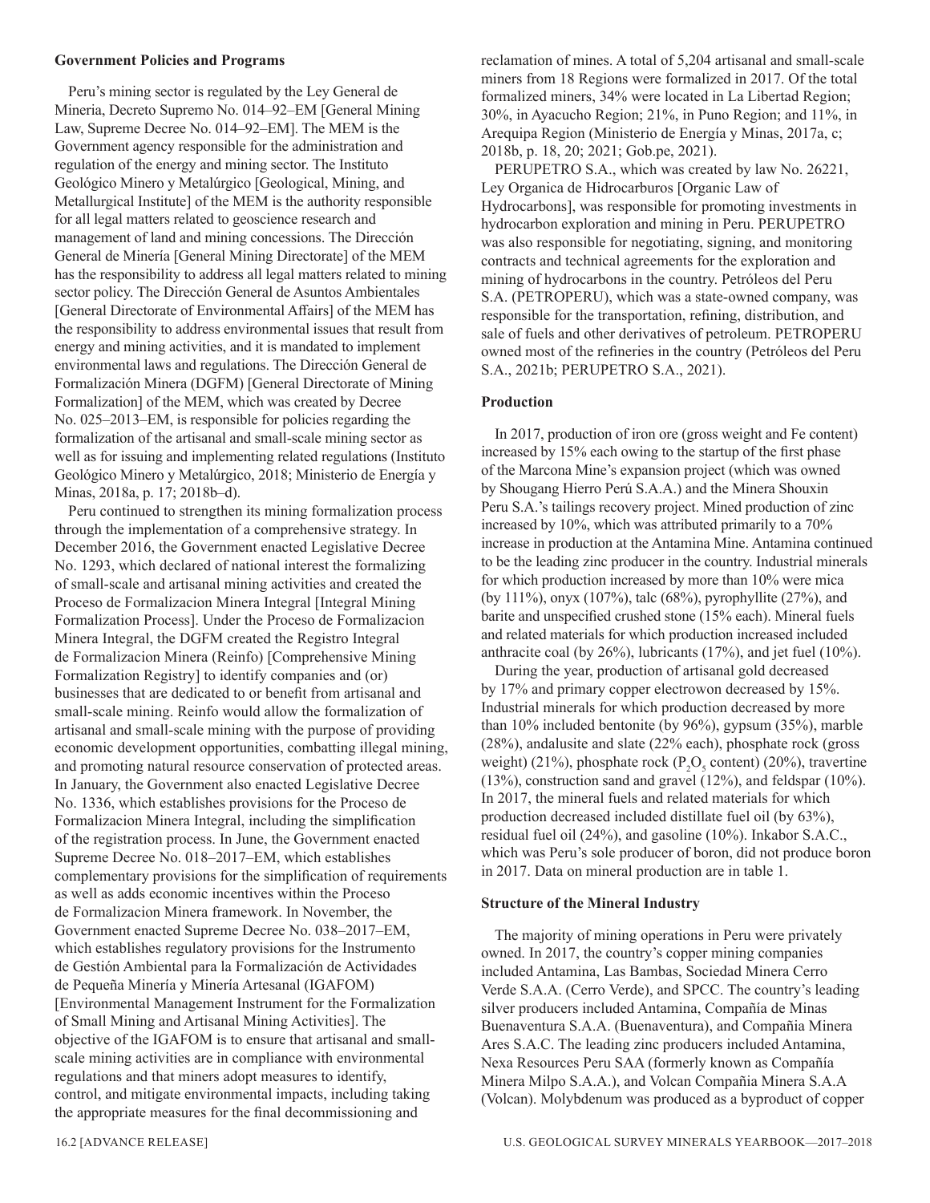### Government Policies and Programs

Peru's mining sector is regulated by the Ley General de Mineria, Decreto Supremo No. 014–92–EM [General Mining Law, Supreme Decree No. 014–92–EM]. The MEM is the Government agency responsible for the administration and regulation of the energy and mining sector. The Instituto Geológico Minero y Metalúrgico [Geological, Mining, and Metallurgical Institute] of the MEM is the authority responsible for all legal matters related to geoscience research and management of land and mining concessions. The Dirección General de Minería [General Mining Directorate] of the MEM has the responsibility to address all legal matters related to mining sector policy. The Dirección General de Asuntos Ambientales [General Directorate of Environmental Affairs] of the MEM has the responsibility to address environmental issues that result from energy and mining activities, and it is mandated to implement environmental laws and regulations. The Dirección General de Formalización Minera (DGFM) [General Directorate of Mining Formalization] of the MEM, which was created by Decree No. 025–2013–EM, is responsible for policies regarding the formalization of the artisanal and small-scale mining sector as well as for issuing and implementing related regulations (Instituto Geológico Minero y Metalúrgico, 2018; Ministerio de Energía y Minas, 2018a, p. 17; 2018b–d).

Peru continued to strengthen its mining formalization process through the implementation of a comprehensive strategy. In December 2016, the Government enacted Legislative Decree No. 1293, which declared of national interest the formalizing of small-scale and artisanal mining activities and created the Proceso de Formalizacion Minera Integral [Integral Mining Formalization Process]. Under the Proceso de Formalizacion Minera Integral, the DGFM created the Registro Integral de Formalizacion Minera (Reinfo) [Comprehensive Mining Formalization Registry] to identify companies and (or) businesses that are dedicated to or benefit from artisanal and small-scale mining. Reinfo would allow the formalization of artisanal and small-scale mining with the purpose of providing economic development opportunities, combatting illegal mining, and promoting natural resource conservation of protected areas. In January, the Government also enacted Legislative Decree No. 1336, which establishes provisions for the Proceso de Formalizacion Minera Integral, including the simplification of the registration process. In June, the Government enacted Supreme Decree No. 018–2017–EM, which establishes complementary provisions for the simplification of requirements as well as adds economic incentives within the Proceso de Formalizacion Minera framework. In November, the Government enacted Supreme Decree No. 038–2017–EM, which establishes regulatory provisions for the Instrumento de Gestión Ambiental para la Formalización de Actividades de Pequeña Minería y Minería Artesanal (IGAFOM) [Environmental Management Instrument for the Formalization of Small Mining and Artisanal Mining Activities]. The objective of the IGAFOM is to ensure that artisanal and small-scale mining activities are in compliance with environmental regulations and that miners adopt measures to identify, control, and mitigate environmental impacts, including taking the appropriate measures for the final decommissioning and reclamation of mines. A total of 5,204 artisanal and small-scale miners from 18 Regions were formalized in 2017. Of the total formalized miners, 34% were located in La Libertad Region; 30%, in Ayacucho Region; 21%, in Puno Region; and 11%, in Arequipa Region (Ministerio de Energía y Minas, 2017a, c; 2018b, p. 18, 20; 2021; Gob.pe, 2021).

PERUPETRO S.A., which was created by law No. 26221, Ley Organica de Hidrocarburos [Organic Law of Hydrocarbons], was responsible for promoting investments in hydrocarbon exploration and mining in Peru. PERUPETRO was also responsible for negotiating, signing, and monitoring contracts and technical agreements for the exploration and mining of hydrocarbons in the country. Petróleos del Peru S.A. (PETROPERU), which was a state-owned company, was responsible for the transportation, refining, distribution, and sale of fuels and other derivatives of petroleum. PETROPERU owned most of the refineries in the country (Petróleos del Peru S.A., 2021b; PERUPETRO S.A., 2021).

### Production

In 2017, production of iron ore (gross weight and Fe content) increased by 15% each owing to the startup of the first phase of the Marcona Mine's expansion project (which was owned by Shougang Hierro Perú S.A.A.) and the Minera Shouxin Peru S.A.'s tailings recovery project. Mined production of zinc increased by 10%, which was attributed primarily to a 70% increase in production at the Antamina Mine. Antamina continued to be the leading zinc producer in the country. Industrial minerals for which production increased by more than 10% were mica (by 111%), onyx (107%), talc (68%), pyrophyllite (27%), and barite and unspecified crushed stone (15% each). Mineral fuels and related materials for which production increased included anthracite coal (by 26%), lubricants (17%), and jet fuel (10%).

During the year, production of artisanal gold decreased by 17% and primary copper electrowon decreased by 15%. Industrial minerals for which production decreased by more than 10% included bentonite (by 96%), gypsum (35%), marble (28%), andalusite and slate (22% each), phosphate rock (gross weight) (21%), phosphate rock ($P_2O_5$ content) (20%), travertine (13%), construction sand and gravel (12%), and feldspar (10%). In 2017, the mineral fuels and related materials for which production decreased included distillate fuel oil (by 63%), residual fuel oil (24%), and gasoline (10%). Inkabor S.A.C., which was Peru's sole producer of boron, did not produce boron in 2017. Data on mineral production are in table 1.

### Structure of the Mineral Industry

The majority of mining operations in Peru were privately owned. In 2017, the country's copper mining companies included Antamina, Las Bambas, Sociedad Minera Cerro Verde S.A.A. (Cerro Verde), and SPCC. The country's leading silver producers included Antamina, Compañía de Minas Buenaventura S.A.A. (Buenaventura), and Compañia Minera Ares S.A.C. The leading zinc producers included Antamina, Nexa Resources Peru SAA (formerly known as Compañía Minera Milpo S.A.A.), and Volcan Compañia Minera S.A.A (Volcan). Molybdenum was produced as a byproduct of copper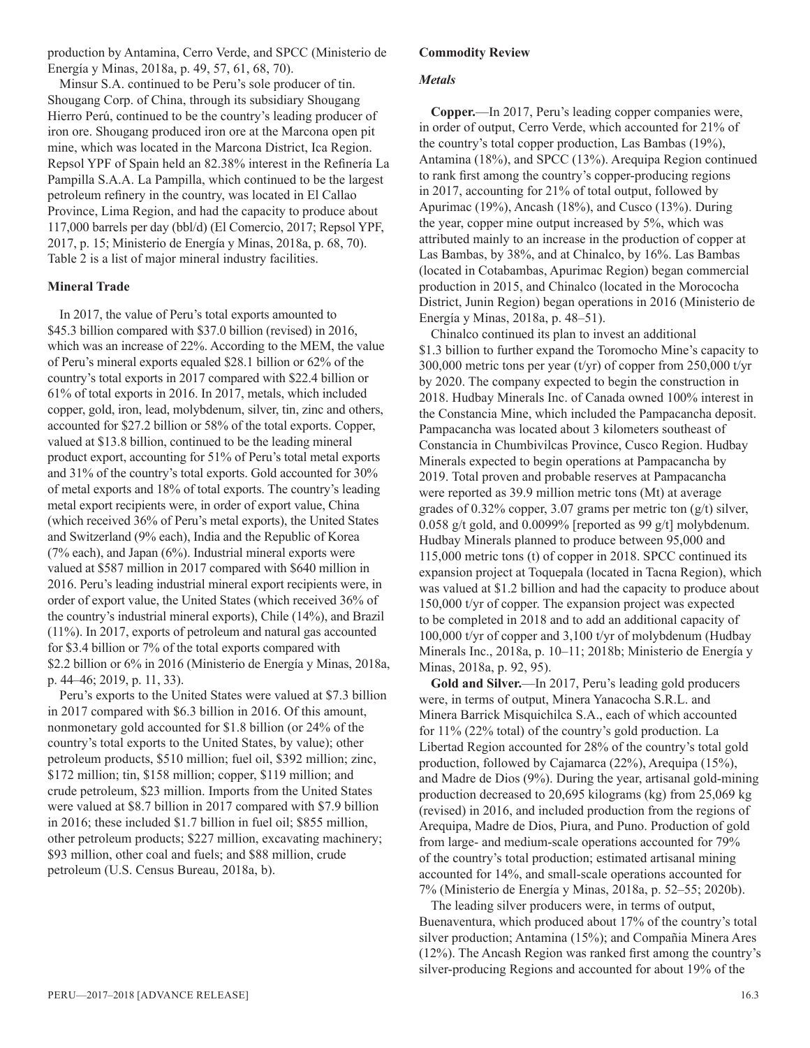production by Antamina, Cerro Verde, and SPCC (Ministerio de Energía y Minas, 2018a, p. 49, 57, 61, 68, 70).

Minsur S.A. continued to be Peru's sole producer of tin. Shougang Corp. of China, through its subsidiary Shougang Hierro Perú, continued to be the country's leading producer of iron ore. Shougang produced iron ore at the Marcona open pit mine, which was located in the Marcona District, Ica Region. Repsol YPF of Spain held an 82.38% interest in the Refinería La Pampilla S.A.A. La Pampilla, which continued to be the largest petroleum refinery in the country, was located in El Callao Province, Lima Region, and had the capacity to produce about 117,000 barrels per day (bbl/d) (El Comercio, 2017; Repsol YPF, 2017, p. 15; Ministerio de Energía y Minas, 2018a, p. 68, 70). Table 2 is a list of major mineral industry facilities.

## Mineral Trade

In 2017, the value of Peru's total exports amounted to \$45.3 billion compared with \$37.0 billion (revised) in 2016, which was an increase of 22%. According to the MEM, the value of Peru's mineral exports equaled \$28.1 billion or 62% of the country's total exports in 2017 compared with \$22.4 billion or 61% of total exports in 2016. In 2017, metals, which included copper, gold, iron, lead, molybdenum, silver, tin, zinc and others, accounted for \$27.2 billion or 58% of the total exports. Copper, valued at \$13.8 billion, continued to be the leading mineral product export, accounting for 51% of Peru's total metal exports and 31% of the country's total exports. Gold accounted for 30% of metal exports and 18% of total exports. The country's leading metal export recipients were, in order of export value, China (which received 36% of Peru's metal exports), the United States and Switzerland (9% each), India and the Republic of Korea (7% each), and Japan (6%). Industrial mineral exports were valued at \$587 million in 2017 compared with \$640 million in 2016. Peru's leading industrial mineral export recipients were, in order of export value, the United States (which received 36% of the country's industrial mineral exports), Chile (14%), and Brazil (11%). In 2017, exports of petroleum and natural gas accounted for \$3.4 billion or 7% of the total exports compared with \$2.2 billion or 6% in 2016 (Ministerio de Energía y Minas, 2018a, p. 44–46; 2019, p. 11, 33).

Peru's exports to the United States were valued at \$7.3 billion in 2017 compared with \$6.3 billion in 2016. Of this amount, nonmonetary gold accounted for \$1.8 billion (or 24% of the country's total exports to the United States, by value); other petroleum products, \$510 million; fuel oil, \$392 million; zinc, \$172 million; tin, \$158 million; copper, \$119 million; and crude petroleum, \$23 million. Imports from the United States were valued at \$8.7 billion in 2017 compared with \$7.9 billion in 2016; these included \$1.7 billion in fuel oil; \$855 million, other petroleum products; \$227 million, excavating machinery; \$93 million, other coal and fuels; and \$88 million, crude petroleum (U.S. Census Bureau, 2018a, b).

## Commodity Review

### *Metals*

**Copper.**—In 2017, Peru's leading copper companies were, in order of output, Cerro Verde, which accounted for 21% of the country's total copper production, Las Bambas (19%), Antamina (18%), and SPCC (13%). Arequipa Region continued to rank first among the country's copper-producing regions in 2017, accounting for 21% of total output, followed by Apurimac (19%), Ancash (18%), and Cusco (13%). During the year, copper mine output increased by 5%, which was attributed mainly to an increase in the production of copper at Las Bambas, by 38%, and at Chinalco, by 16%. Las Bambas (located in Cotabambas, Apurimac Region) began commercial production in 2015, and Chinalco (located in the Morococha District, Junin Region) began operations in 2016 (Ministerio de Energía y Minas, 2018a, p. 48–51).

Chinalco continued its plan to invest an additional \$1.3 billion to further expand the Toromocho Mine's capacity to 300,000 metric tons per year (t/yr) of copper from 250,000 t/yr by 2020. The company expected to begin the construction in 2018. Hudbay Minerals Inc. of Canada owned 100% interest in the Constancia Mine, which included the Pampacancha deposit. Pampacancha was located about 3 kilometers southeast of Constancia in Chumbivilcas Province, Cusco Region. Hudbay Minerals expected to begin operations at Pampacancha by 2019. Total proven and probable reserves at Pampacancha were reported as 39.9 million metric tons (Mt) at average grades of 0.32% copper, 3.07 grams per metric ton (g/t) silver, 0.058 g/t gold, and 0.0099% [reported as 99 g/t] molybdenum. Hudbay Minerals planned to produce between 95,000 and 115,000 metric tons (t) of copper in 2018. SPCC continued its expansion project at Toquepala (located in Tacna Region), which was valued at \$1.2 billion and had the capacity to produce about 150,000 t/yr of copper. The expansion project was expected to be completed in 2018 and to add an additional capacity of 100,000 t/yr of copper and 3,100 t/yr of molybdenum (Hudbay Minerals Inc., 2018a, p. 10–11; 2018b; Ministerio de Energía y Minas, 2018a, p. 92, 95).

**Gold and Silver.**—In 2017, Peru's leading gold producers were, in terms of output, Minera Yanacocha S.R.L. and Minera Barrick Misquichilca S.A., each of which accounted for 11% (22% total) of the country's gold production. La Libertad Region accounted for 28% of the country's total gold production, followed by Cajamarca (22%), Arequipa (15%), and Madre de Dios (9%). During the year, artisanal gold-mining production decreased to 20,695 kilograms (kg) from 25,069 kg (revised) in 2016, and included production from the regions of Arequipa, Madre de Dios, Piura, and Puno. Production of gold from large- and medium-scale operations accounted for 79% of the country's total production; estimated artisanal mining accounted for 14%, and small-scale operations accounted for 7% (Ministerio de Energía y Minas, 2018a, p. 52–55; 2020b).

The leading silver producers were, in terms of output, Buenaventura, which produced about 17% of the country's total silver production; Antamina (15%); and Compañia Minera Ares (12%). The Ancash Region was ranked first among the country's silver-producing Regions and accounted for about 19% of the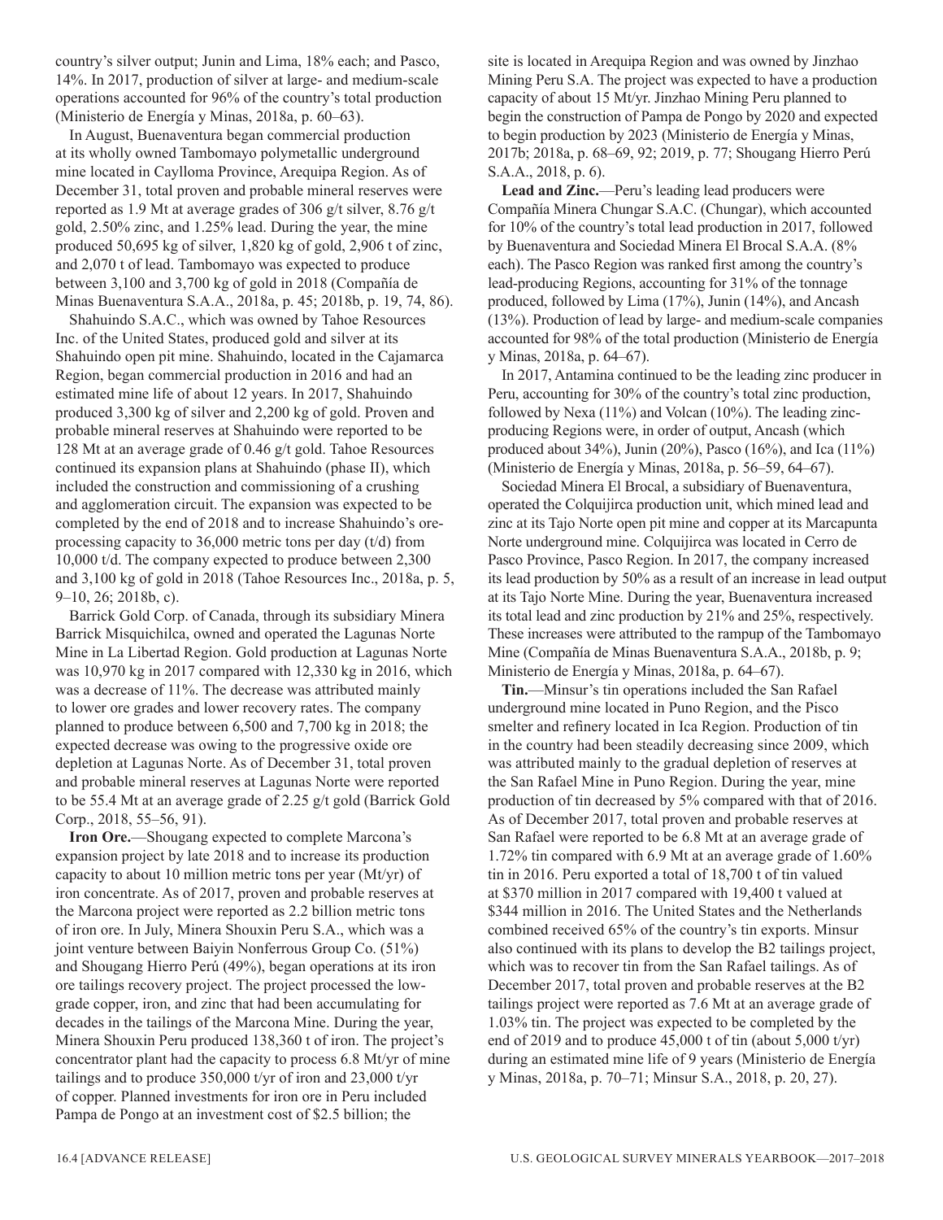country's silver output; Junin and Lima, 18% each; and Pasco, 14%. In 2017, production of silver at large- and medium-scale operations accounted for 96% of the country's total production (Ministerio de Energía y Minas, 2018a, p. 60–63).

In August, Buenaventura began commercial production at its wholly owned Tambomayo polymetallic underground mine located in Caylloma Province, Arequipa Region. As of December 31, total proven and probable mineral reserves were reported as 1.9 Mt at average grades of 306 g/t silver, 8.76 g/t gold, 2.50% zinc, and 1.25% lead. During the year, the mine produced 50,695 kg of silver, 1,820 kg of gold, 2,906 t of zinc, and 2,070 t of lead. Tambomayo was expected to produce between 3,100 and 3,700 kg of gold in 2018 (Compañía de Minas Buenaventura S.A.A., 2018a, p. 45; 2018b, p. 19, 74, 86).

Shahuindo S.A.C., which was owned by Tahoe Resources Inc. of the United States, produced gold and silver at its Shahuindo open pit mine. Shahuindo, located in the Cajamarca Region, began commercial production in 2016 and had an estimated mine life of about 12 years. In 2017, Shahuindo produced 3,300 kg of silver and 2,200 kg of gold. Proven and probable mineral reserves at Shahuindo were reported to be 128 Mt at an average grade of 0.46 g/t gold. Tahoe Resources continued its expansion plans at Shahuindo (phase II), which included the construction and commissioning of a crushing and agglomeration circuit. The expansion was expected to be completed by the end of 2018 and to increase Shahuindo's ore-processing capacity to 36,000 metric tons per day (t/d) from 10,000 t/d. The company expected to produce between 2,300 and 3,100 kg of gold in 2018 (Tahoe Resources Inc., 2018a, p. 5, 9–10, 26; 2018b, c).

Barrick Gold Corp. of Canada, through its subsidiary Minera Barrick Misquichilca, owned and operated the Lagunas Norte Mine in La Libertad Region. Gold production at Lagunas Norte was 10,970 kg in 2017 compared with 12,330 kg in 2016, which was a decrease of 11%. The decrease was attributed mainly to lower ore grades and lower recovery rates. The company planned to produce between 6,500 and 7,700 kg in 2018; the expected decrease was owing to the progressive oxide ore depletion at Lagunas Norte. As of December 31, total proven and probable mineral reserves at Lagunas Norte were reported to be 55.4 Mt at an average grade of 2.25 g/t gold (Barrick Gold Corp., 2018, 55–56, 91).

**Iron Ore.**—Shougang expected to complete Marcona's expansion project by late 2018 and to increase its production capacity to about 10 million metric tons per year (Mt/yr) of iron concentrate. As of 2017, proven and probable reserves at the Marcona project were reported as 2.2 billion metric tons of iron ore. In July, Minera Shouxin Peru S.A., which was a joint venture between Baiyin Nonferrous Group Co. (51%) and Shougang Hierro Perú (49%), began operations at its iron ore tailings recovery project. The project processed the low-grade copper, iron, and zinc that had been accumulating for decades in the tailings of the Marcona Mine. During the year, Minera Shouxin Peru produced 138,360 t of iron. The project's concentrator plant had the capacity to process 6.8 Mt/yr of mine tailings and to produce 350,000 t/yr of iron and 23,000 t/yr of copper. Planned investments for iron ore in Peru included Pampa de Pongo at an investment cost of $2.5 billion; the site is located in Arequipa Region and was owned by Jinzhao Mining Peru S.A. The project was expected to have a production capacity of about 15 Mt/yr. Jinzhao Mining Peru planned to begin the construction of Pampa de Pongo by 2020 and expected to begin production by 2023 (Ministerio de Energía y Minas, 2017b; 2018a, p. 68–69, 92; 2019, p. 77; Shougang Hierro Perú S.A.A., 2018, p. 6).

**Lead and Zinc.**—Peru's leading lead producers were Compañía Minera Chungar S.A.C. (Chungar), which accounted for 10% of the country's total lead production in 2017, followed by Buenaventura and Sociedad Minera El Brocal S.A.A. (8% each). The Pasco Region was ranked first among the country's lead-producing Regions, accounting for 31% of the tonnage produced, followed by Lima (17%), Junin (14%), and Ancash (13%). Production of lead by large- and medium-scale companies accounted for 98% of the total production (Ministerio de Energía y Minas, 2018a, p. 64–67).

In 2017, Antamina continued to be the leading zinc producer in Peru, accounting for 30% of the country's total zinc production, followed by Nexa (11%) and Volcan (10%). The leading zinc-producing Regions were, in order of output, Ancash (which produced about 34%), Junin (20%), Pasco (16%), and Ica (11%) (Ministerio de Energía y Minas, 2018a, p. 56–59, 64–67).

Sociedad Minera El Brocal, a subsidiary of Buenaventura, operated the Colquijirca production unit, which mined lead and zinc at its Tajo Norte open pit mine and copper at its Marcapunta Norte underground mine. Colquijirca was located in Cerro de Pasco Province, Pasco Region. In 2017, the company increased its lead production by 50% as a result of an increase in lead output at its Tajo Norte Mine. During the year, Buenaventura increased its total lead and zinc production by 21% and 25%, respectively. These increases were attributed to the rampup of the Tambomayo Mine (Compañía de Minas Buenaventura S.A.A., 2018b, p. 9; Ministerio de Energía y Minas, 2018a, p. 64–67).

**Tin.**—Minsur's tin operations included the San Rafael underground mine located in Puno Region, and the Pisco smelter and refinery located in Ica Region. Production of tin in the country had been steadily decreasing since 2009, which was attributed mainly to the gradual depletion of reserves at the San Rafael Mine in Puno Region. During the year, mine production of tin decreased by 5% compared with that of 2016. As of December 2017, total proven and probable reserves at San Rafael were reported to be 6.8 Mt at an average grade of 1.72% tin compared with 6.9 Mt at an average grade of 1.60% tin in 2016. Peru exported a total of 18,700 t of tin valued at $370 million in 2017 compared with 19,400 t valued at $344 million in 2016. The United States and the Netherlands combined received 65% of the country's tin exports. Minsur also continued with its plans to develop the B2 tailings project, which was to recover tin from the San Rafael tailings. As of December 2017, total proven and probable reserves at the B2 tailings project were reported as 7.6 Mt at an average grade of 1.03% tin. The project was expected to be completed by the end of 2019 and to produce 45,000 t of tin (about 5,000 t/yr) during an estimated mine life of 9 years (Ministerio de Energía y Minas, 2018a, p. 70–71; Minsur S.A., 2018, p. 20, 27).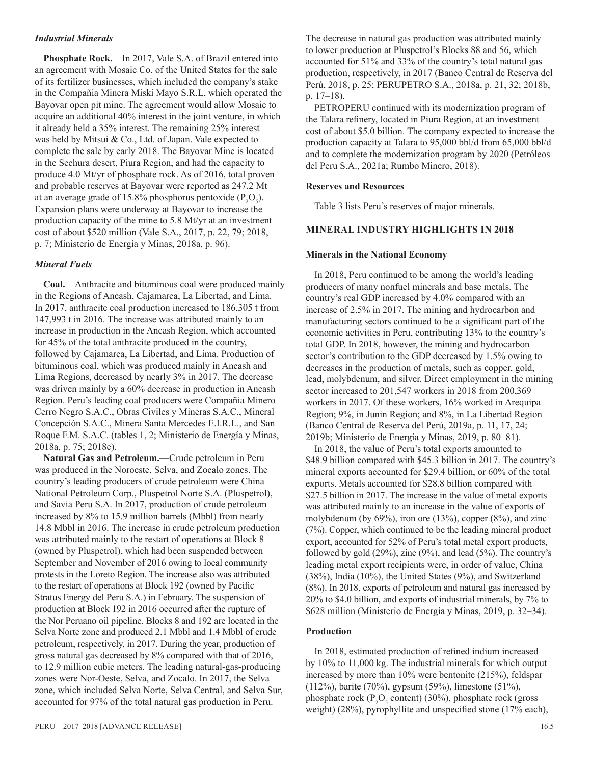### *Industrial Minerals*

**Phosphate Rock.**—In 2017, Vale S.A. of Brazil entered into an agreement with Mosaic Co. of the United States for the sale of its fertilizer businesses, which included the company's stake in the Compañia Minera Miski Mayo S.R.L, which operated the Bayovar open pit mine. The agreement would allow Mosaic to acquire an additional 40% interest in the joint venture, in which it already held a 35% interest. The remaining 25% interest was held by Mitsui & Co., Ltd. of Japan. Vale expected to complete the sale by early 2018. The Bayovar Mine is located in the Sechura desert, Piura Region, and had the capacity to produce 4.0 Mt/yr of phosphate rock. As of 2016, total proven and probable reserves at Bayovar were reported as 247.2 Mt at an average grade of 15.8% phosphorus pentoxide ($P_2O_5$). Expansion plans were underway at Bayovar to increase the production capacity of the mine to 5.8 Mt/yr at an investment cost of about $520 million (Vale S.A., 2017, p. 22, 79; 2018, p. 7; Ministerio de Energía y Minas, 2018a, p. 96).

### *Mineral Fuels*

**Coal.**—Anthracite and bituminous coal were produced mainly in the Regions of Ancash, Cajamarca, La Libertad, and Lima. In 2017, anthracite coal production increased to 186,305 t from 147,993 t in 2016. The increase was attributed mainly to an increase in production in the Ancash Region, which accounted for 45% of the total anthracite produced in the country, followed by Cajamarca, La Libertad, and Lima. Production of bituminous coal, which was produced mainly in Ancash and Lima Regions, decreased by nearly 3% in 2017. The decrease was driven mainly by a 60% decrease in production in Ancash Region. Peru's leading coal producers were Compañia Minero Cerro Negro S.A.C., Obras Civiles y Mineras S.A.C., Mineral Concepción S.A.C., Minera Santa Mercedes E.I.R.L., and San Roque F.M. S.A.C. (tables 1, 2; Ministerio de Energía y Minas, 2018a, p. 75; 2018e).

**Natural Gas and Petroleum.**—Crude petroleum in Peru was produced in the Noroeste, Selva, and Zocalo zones. The country's leading producers of crude petroleum were China National Petroleum Corp., Pluspetrol Norte S.A. (Pluspetrol), and Savia Peru S.A. In 2017, production of crude petroleum increased by 8% to 15.9 million barrels (Mbbl) from nearly 14.8 Mbbl in 2016. The increase in crude petroleum production was attributed mainly to the restart of operations at Block 8 (owned by Pluspetrol), which had been suspended between September and November of 2016 owing to local community protests in the Loreto Region. The increase also was attributed to the restart of operations at Block 192 (owned by Pacific Stratus Energy del Peru S.A.) in February. The suspension of production at Block 192 in 2016 occurred after the rupture of the Nor Peruano oil pipeline. Blocks 8 and 192 are located in the Selva Norte zone and produced 2.1 Mbbl and 1.4 Mbbl of crude petroleum, respectively, in 2017. During the year, production of gross natural gas decreased by 8% compared with that of 2016, to 12.9 million cubic meters. The leading natural-gas-producing zones were Nor-Oeste, Selva, and Zocalo. In 2017, the Selva zone, which included Selva Norte, Selva Central, and Selva Sur, accounted for 97% of the total natural gas production in Peru. The decrease in natural gas production was attributed mainly to lower production at Pluspetrol's Blocks 88 and 56, which accounted for 51% and 33% of the country's total natural gas production, respectively, in 2017 (Banco Central de Reserva del Perú, 2018, p. 25; PERUPETRO S.A., 2018a, p. 21, 32; 2018b, p. 17–18).

PETROPERU continued with its modernization program of the Talara refinery, located in Piura Region, at an investment cost of about $5.0 billion. The company expected to increase the production capacity at Talara to 95,000 bbl/d from 65,000 bbl/d and to complete the modernization program by 2020 (Petróleos del Peru S.A., 2021a; Rumbo Minero, 2018).

### **Reserves and Resources**

Table 3 lists Peru's reserves of major minerals.

## **MINERAL INDUSTRY HIGHLIGHTS IN 2018**

### **Minerals in the National Economy**

In 2018, Peru continued to be among the world's leading producers of many nonfuel minerals and base metals. The country's real GDP increased by 4.0% compared with an increase of 2.5% in 2017. The mining and hydrocarbon and manufacturing sectors continued to be a significant part of the economic activities in Peru, contributing 13% to the country's total GDP. In 2018, however, the mining and hydrocarbon sector's contribution to the GDP decreased by 1.5% owing to decreases in the production of metals, such as copper, gold, lead, molybdenum, and silver. Direct employment in the mining sector increased to 201,547 workers in 2018 from 200,369 workers in 2017. Of these workers, 16% worked in Arequipa Region; 9%, in Junin Region; and 8%, in La Libertad Region (Banco Central de Reserva del Perú, 2019a, p. 11, 17, 24; 2019b; Ministerio de Energía y Minas, 2019, p. 80–81).

In 2018, the value of Peru's total exports amounted to $48.9 billion compared with $45.3 billion in 2017. The country's mineral exports accounted for $29.4 billion, or 60% of the total exports. Metals accounted for $28.8 billion compared with $27.5 billion in 2017. The increase in the value of metal exports was attributed mainly to an increase in the value of exports of molybdenum (by 69%), iron ore (13%), copper (8%), and zinc (7%). Copper, which continued to be the leading mineral product export, accounted for 52% of Peru's total metal export products, followed by gold (29%), zinc (9%), and lead (5%). The country's leading metal export recipients were, in order of value, China (38%), India (10%), the United States (9%), and Switzerland (8%). In 2018, exports of petroleum and natural gas increased by 20% to $4.0 billion, and exports of industrial minerals, by 7% to $628 million (Ministerio de Energía y Minas, 2019, p. 32–34).

### **Production**

In 2018, estimated production of refined indium increased by 10% to 11,000 kg. The industrial minerals for which output increased by more than 10% were bentonite (215%), feldspar (112%), barite (70%), gypsum (59%), limestone (51%), phosphate rock ($P_2O_5$ content) (30%), phosphate rock (gross weight) (28%), pyrophyllite and unspecified stone (17% each),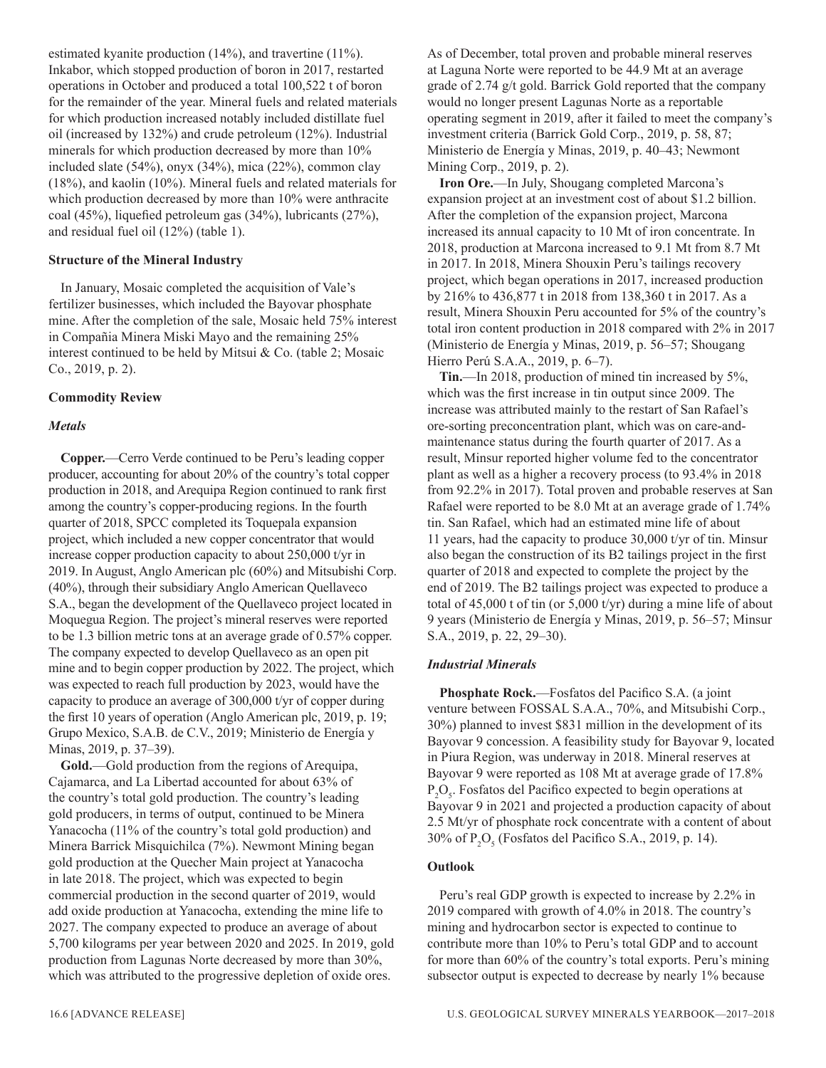estimated kyanite production (14%), and travertine (11%). Inkabor, which stopped production of boron in 2017, restarted operations in October and produced a total 100,522 t of boron for the remainder of the year. Mineral fuels and related materials for which production increased notably included distillate fuel oil (increased by 132%) and crude petroleum (12%). Industrial minerals for which production decreased by more than 10% included slate (54%), onyx (34%), mica (22%), common clay (18%), and kaolin (10%). Mineral fuels and related materials for which production decreased by more than 10% were anthracite coal (45%), liquefied petroleum gas (34%), lubricants (27%), and residual fuel oil (12%) (table 1).

### Structure of the Mineral Industry

In January, Mosaic completed the acquisition of Vale's fertilizer businesses, which included the Bayovar phosphate mine. After the completion of the sale, Mosaic held 75% interest in Compañia Minera Miski Mayo and the remaining 25% interest continued to be held by Mitsui & Co. (table 2; Mosaic Co., 2019, p. 2).

### Commodity Review

#### *Metals*

**Copper.**—Cerro Verde continued to be Peru's leading copper producer, accounting for about 20% of the country's total copper production in 2018, and Arequipa Region continued to rank first among the country's copper-producing regions. In the fourth quarter of 2018, SPCC completed its Toquepala expansion project, which included a new copper concentrator that would increase copper production capacity to about 250,000 t/yr in 2019. In August, Anglo American plc (60%) and Mitsubishi Corp. (40%), through their subsidiary Anglo American Quellaveco S.A., began the development of the Quellaveco project located in Moquegua Region. The project's mineral reserves were reported to be 1.3 billion metric tons at an average grade of 0.57% copper. The company expected to develop Quellaveco as an open pit mine and to begin copper production by 2022. The project, which was expected to reach full production by 2023, would have the capacity to produce an average of 300,000 t/yr of copper during the first 10 years of operation (Anglo American plc, 2019, p. 19; Grupo Mexico, S.A.B. de C.V., 2019; Ministerio de Energía y Minas, 2019, p. 37–39).

**Gold.**—Gold production from the regions of Arequipa, Cajamarca, and La Libertad accounted for about 63% of the country's total gold production. The country's leading gold producers, in terms of output, continued to be Minera Yanacocha (11% of the country's total gold production) and Minera Barrick Misquichilca (7%). Newmont Mining began gold production at the Quecher Main project at Yanacocha in late 2018. The project, which was expected to begin commercial production in the second quarter of 2019, would add oxide production at Yanacocha, extending the mine life to 2027. The company expected to produce an average of about 5,700 kilograms per year between 2020 and 2025. In 2019, gold production from Lagunas Norte decreased by more than 30%, which was attributed to the progressive depletion of oxide ores. As of December, total proven and probable mineral reserves at Laguna Norte were reported to be 44.9 Mt at an average grade of 2.74 g/t gold. Barrick Gold reported that the company would no longer present Lagunas Norte as a reportable operating segment in 2019, after it failed to meet the company's investment criteria (Barrick Gold Corp., 2019, p. 58, 87; Ministerio de Energía y Minas, 2019, p. 40–43; Newmont Mining Corp., 2019, p. 2).

**Iron Ore.**—In July, Shougang completed Marcona's expansion project at an investment cost of about $1.2 billion. After the completion of the expansion project, Marcona increased its annual capacity to 10 Mt of iron concentrate. In 2018, production at Marcona increased to 9.1 Mt from 8.7 Mt in 2017. In 2018, Minera Shouxin Peru's tailings recovery project, which began operations in 2017, increased production by 216% to 436,877 t in 2018 from 138,360 t in 2017. As a result, Minera Shouxin Peru accounted for 5% of the country's total iron content production in 2018 compared with 2% in 2017 (Ministerio de Energía y Minas, 2019, p. 56–57; Shougang Hierro Perú S.A.A., 2019, p. 6–7).

**Tin.**—In 2018, production of mined tin increased by 5%, which was the first increase in tin output since 2009. The increase was attributed mainly to the restart of San Rafael's ore-sorting preconcentration plant, which was on care-and-maintenance status during the fourth quarter of 2017. As a result, Minsur reported higher volume fed to the concentrator plant as well as a higher a recovery process (to 93.4% in 2018 from 92.2% in 2017). Total proven and probable reserves at San Rafael were reported to be 8.0 Mt at an average grade of 1.74% tin. San Rafael, which had an estimated mine life of about 11 years, had the capacity to produce 30,000 t/yr of tin. Minsur also began the construction of its B2 tailings project in the first quarter of 2018 and expected to complete the project by the end of 2019. The B2 tailings project was expected to produce a total of 45,000 t of tin (or 5,000 t/yr) during a mine life of about 9 years (Ministerio de Energía y Minas, 2019, p. 56–57; Minsur S.A., 2019, p. 22, 29–30).

#### *Industrial Minerals*

**Phosphate Rock.**—Fosfatos del Pacifico S.A. (a joint venture between FOSSAL S.A.A., 70%, and Mitsubishi Corp., 30%) planned to invest $831 million in the development of its Bayovar 9 concession. A feasibility study for Bayovar 9, located in Piura Region, was underway in 2018. Mineral reserves at Bayovar 9 were reported as 108 Mt at average grade of 17.8% $P_2O_5$. Fosfatos del Pacifico expected to begin operations at Bayovar 9 in 2021 and projected a production capacity of about 2.5 Mt/yr of phosphate rock concentrate with a content of about 30% of $P_2O_5$ (Fosfatos del Pacifico S.A., 2019, p. 14).

### Outlook

Peru's real GDP growth is expected to increase by 2.2% in 2019 compared with growth of 4.0% in 2018. The country's mining and hydrocarbon sector is expected to continue to contribute more than 10% to Peru's total GDP and to account for more than 60% of the country's total exports. Peru's mining subsector output is expected to decrease by nearly 1% because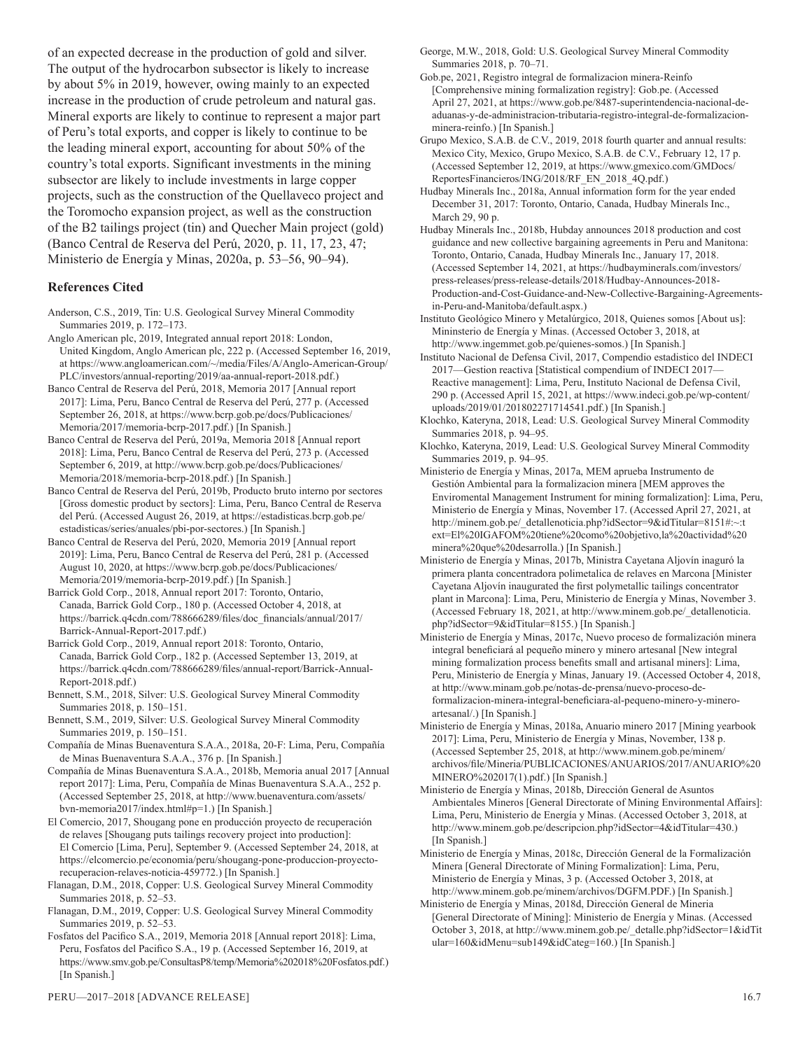of an expected decrease in the production of gold and silver. The output of the hydrocarbon subsector is likely to increase by about 5% in 2019, however, owing mainly to an expected increase in the production of crude petroleum and natural gas. Mineral exports are likely to continue to represent a major part of Peru's total exports, and copper is likely to continue to be the leading mineral export, accounting for about 50% of the country's total exports. Significant investments in the mining subsector are likely to include investments in large copper projects, such as the construction of the Quellaveco project and the Toromocho expansion project, as well as the construction of the B2 tailings project (tin) and Quecher Main project (gold) (Banco Central de Reserva del Perú, 2020, p. 11, 17, 23, 47; Ministerio de Energía y Minas, 2020a, p. 53–56, 90–94).

## References Cited

Anderson, C.S., 2019, Tin: U.S. Geological Survey Mineral Commodity Summaries 2019, p. 172–173.

Anglo American plc, 2019, Integrated annual report 2018: London, United Kingdom, Anglo American plc, 222 p. (Accessed September 16, 2019, at https://www.angloamerican.com/~/media/Files/A/Anglo-American-Group/PLC/investors/annual-reporting/2019/aa-annual-report-2018.pdf.)

Banco Central de Reserva del Perú, 2018, Memoria 2017 [Annual report 2017]: Lima, Peru, Banco Central de Reserva del Perú, 277 p. (Accessed September 26, 2018, at https://www.bcrp.gob.pe/docs/Publicaciones/Memoria/2017/memoria-bcrp-2017.pdf.) [In Spanish.]

Banco Central de Reserva del Perú, 2019a, Memoria 2018 [Annual report 2018]: Lima, Peru, Banco Central de Reserva del Perú, 273 p. (Accessed September 6, 2019, at http://www.bcrp.gob.pe/docs/Publicaciones/Memoria/2018/memoria-bcrp-2018.pdf.) [In Spanish.]

Banco Central de Reserva del Perú, 2019b, Producto bruto interno por sectores [Gross domestic product by sectors]: Lima, Peru, Banco Central de Reserva del Perú. (Accessed August 26, 2019, at https://estadisticas.bcrp.gob.pe/estadisticas/series/anuales/pbi-por-sectores.) [In Spanish.]

Banco Central de Reserva del Perú, 2020, Memoria 2019 [Annual report 2019]: Lima, Peru, Banco Central de Reserva del Perú, 281 p. (Accessed August 10, 2020, at https://www.bcrp.gob.pe/docs/Publicaciones/Memoria/2019/memoria-bcrp-2019.pdf.) [In Spanish.]

Barrick Gold Corp., 2018, Annual report 2017: Toronto, Ontario, Canada, Barrick Gold Corp., 180 p. (Accessed October 4, 2018, at https://barrick.q4cdn.com/788666289/files/doc_financials/annual/2017/Barrick-Annual-Report-2017.pdf.)

Barrick Gold Corp., 2019, Annual report 2018: Toronto, Ontario, Canada, Barrick Gold Corp., 182 p. (Accessed September 13, 2019, at https://barrick.q4cdn.com/788666289/files/annual-report/Barrick-Annual-Report-2018.pdf.)

Bennett, S.M., 2018, Silver: U.S. Geological Survey Mineral Commodity Summaries 2018, p. 150–151.

Bennett, S.M., 2019, Silver: U.S. Geological Survey Mineral Commodity Summaries 2019, p. 150–151.

Compañía de Minas Buenaventura S.A.A., 2018a, 20-F: Lima, Peru, Compañía de Minas Buenaventura S.A.A., 376 p. [In Spanish.]

Compañía de Minas Buenaventura S.A.A., 2018b, Memoria anual 2017 [Annual report 2017]: Lima, Peru, Compañía de Minas Buenaventura S.A.A., 252 p. (Accessed September 25, 2018, at http://www.buenaventura.com/assets/bvn-memoria2017/index.html#p=1.) [In Spanish.]

El Comercio, 2017, Shougang pone en producción proyecto de recuperación de relaves [Shougang puts tailings recovery project into production]: El Comercio [Lima, Peru], September 9. (Accessed September 24, 2018, at https://elcomercio.pe/economia/peru/shougang-pone-produccion-proyecto-recuperacion-relaves-noticia-459772.) [In Spanish.]

Flanagan, D.M., 2018, Copper: U.S. Geological Survey Mineral Commodity Summaries 2018, p. 52–53.

Flanagan, D.M., 2019, Copper: U.S. Geological Survey Mineral Commodity Summaries 2019, p. 52–53.

Fosfatos del Pacifico S.A., 2019, Memoria 2018 [Annual report 2018]: Lima, Peru, Fosfatos del Pacifico S.A., 19 p. (Accessed September 16, 2019, at https://www.smv.gob.pe/ConsultasP8/temp/Memoria%202018%20Fosfatos.pdf.) [In Spanish.]

George, M.W., 2018, Gold: U.S. Geological Survey Mineral Commodity Summaries 2018, p. 70–71.

Gob.pe, 2021, Registro integral de formalizacion minera-Reinfo [Comprehensive mining formalization registry]: Gob.pe. (Accessed April 27, 2021, at https://www.gob.pe/8487-superintendencia-nacional-de-aduanas-y-de-administracion-tributaria-registro-integral-de-formalizacion-minera-reinfo.) [In Spanish.]

Grupo Mexico, S.A.B. de C.V., 2019, 2018 fourth quarter and annual results: Mexico City, Mexico, Grupo Mexico, S.A.B. de C.V., February 12, 17 p. (Accessed September 12, 2019, at https://www.gmexico.com/GMDocs/ReportesFinancieros/ING/2018/RF_EN_2018_4Q.pdf.)

Hudbay Minerals Inc., 2018a, Annual information form for the year ended December 31, 2017: Toronto, Ontario, Canada, Hudbay Minerals Inc., March 29, 90 p.

Hudbay Minerals Inc., 2018b, Hubday announces 2018 production and cost guidance and new collective bargaining agreements in Peru and Manitona: Toronto, Ontario, Canada, Hudbay Minerals Inc., January 17, 2018. (Accessed September 14, 2021, at https://hudbayminerals.com/investors/press-releases/press-release-details/2018/Hudbay-Announces-2018-Production-and-Cost-Guidance-and-New-Collective-Bargaining-Agreements-in-Peru-and-Manitoba/default.aspx.)

Instituto Geológico Minero y Metalúrgico, 2018, Quienes somos [About us]: Mininsterio de Energía y Minas. (Accessed October 3, 2018, at http://www.ingemmet.gob.pe/quienes-somos.) [In Spanish.]

Instituto Nacional de Defensa Civil, 2017, Compendio estadistico del INDECI 2017—Gestion reactiva [Statistical compendium of INDECI 2017—Reactive management]: Lima, Peru, Instituto Nacional de Defensa Civil, 290 p. (Accessed April 15, 2021, at https://www.indeci.gob.pe/wp-content/uploads/2019/01/201802271714541.pdf.) [In Spanish.]

Klochko, Kateryna, 2018, Lead: U.S. Geological Survey Mineral Commodity Summaries 2018, p. 94–95.

Klochko, Kateryna, 2019, Lead: U.S. Geological Survey Mineral Commodity Summaries 2019, p. 94–95.

Ministerio de Energía y Minas, 2017a, MEM aprueba Instrumento de Gestión Ambiental para la formalizacion minera [MEM approves the Enviromental Management Instrument for mining formalization]: Lima, Peru, Ministerio de Energía y Minas, November 17. (Accessed April 27, 2021, at http://minem.gob.pe/_detallenoticia.php?idSector=9&idTitular=8151#:~:text=El%20IGAFOM%20tiene%20como%20objetivo,la%20actividad%20minera%20que%20desarrolla.) [In Spanish.]

Ministerio de Energía y Minas, 2017b, Ministra Cayetana Aljovín inaguró la primera planta concentradora polimetalica de relaves en Marcona [Minister Cayetana Aljovín inaugurated the first polymetallic tailings concentrator plant in Marcona]: Lima, Peru, Ministerio de Energía y Minas, November 3. (Accessed February 18, 2021, at http://www.minem.gob.pe/_detallenoticia.php?idSector=9&idTitular=8155.) [In Spanish.]

Ministerio de Energía y Minas, 2017c, Nuevo proceso de formalización minera integral beneficiará al pequeño minero y minero artesanal [New integral mining formalization process benefits small and artisanal miners]: Lima, Peru, Ministerio de Energía y Minas, January 19. (Accessed October 4, 2018, at http://www.minam.gob.pe/notas-de-prensa/nuevo-proceso-de-formalizacion-minera-integral-beneficiara-al-pequeno-minero-y-minero-artesanal/.) [In Spanish.]

Ministerio de Energía y Minas, 2018a, Anuario minero 2017 [Mining yearbook 2017]: Lima, Peru, Ministerio de Energía y Minas, November, 138 p. (Accessed September 25, 2018, at http://www.minem.gob.pe/minem/archivos/file/Mineria/PUBLICACIONES/ANUARIOS/2017/ANUARIO%20MINERO%202017(1).pdf.) [In Spanish.]

Ministerio de Energía y Minas, 2018b, Dirección General de Asuntos Ambientales Mineros [General Directorate of Mining Environmental Affairs]: Lima, Peru, Ministerio de Energía y Minas. (Accessed October 3, 2018, at http://www.minem.gob.pe/descripcion.php?idSector=4&idTitular=430.) [In Spanish.]

Ministerio de Energía y Minas, 2018c, Dirección General de la Formalización Minera [General Directorate of Mining Formalization]: Lima, Peru, Ministerio de Energía y Minas, 3 p. (Accessed October 3, 2018, at http://www.minem.gob.pe/minem/archivos/DGFM.PDF.) [In Spanish.]

Ministerio de Energía y Minas, 2018d, Dirección General de Mineria [General Directorate of Mining]: Ministerio de Energía y Minas. (Accessed October 3, 2018, at http://www.minem.gob.pe/_detalle.php?idSector=1&idTitular=160&idMenu=sub149&idCateg=160.) [In Spanish.]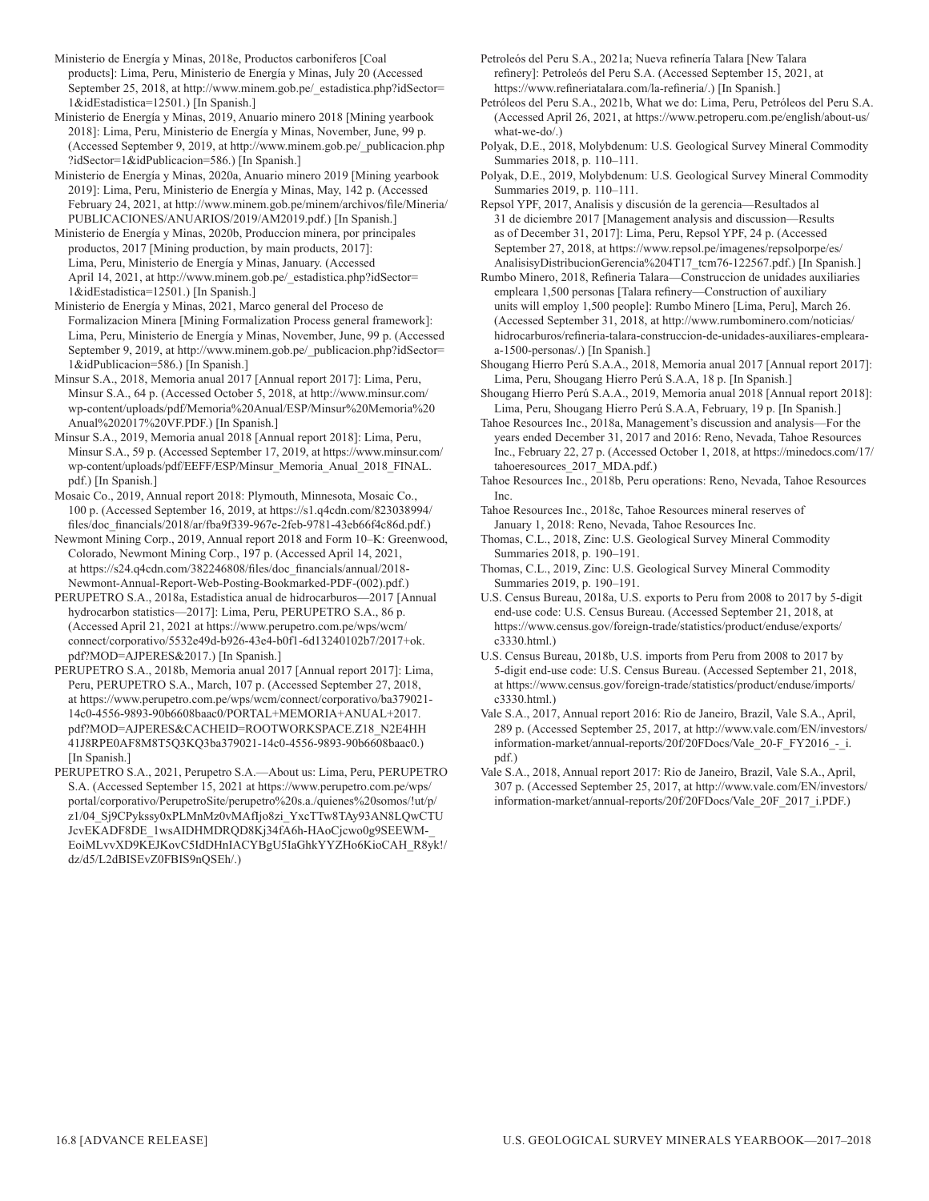Ministerio de Energía y Minas, 2018e, Productos carboniferos [Coal products]: Lima, Peru, Ministerio de Energía y Minas, July 20 (Accessed September 25, 2018, at http://www.minem.gob.pe/_estadistica.php?idSector=1&idEstadistica=12501.) [In Spanish.]

Ministerio de Energía y Minas, 2019, Anuario minero 2018 [Mining yearbook 2018]: Lima, Peru, Ministerio de Energía y Minas, November, June, 99 p. (Accessed September 9, 2019, at http://www.minem.gob.pe/_publicacion.php?idSector=1&idPublicacion=586.) [In Spanish.]

Ministerio de Energía y Minas, 2020a, Anuario minero 2019 [Mining yearbook 2019]: Lima, Peru, Ministerio de Energía y Minas, May, 142 p. (Accessed February 24, 2021, at http://www.minem.gob.pe/minem/archivos/file/Mineria/PUBLICACIONES/ANUARIOS/2019/AM2019.pdf.) [In Spanish.]

Ministerio de Energía y Minas, 2020b, Produccion minera, por principales productos, 2017 [Mining production, by main products, 2017]: Lima, Peru, Ministerio de Energía y Minas, January. (Accessed April 14, 2021, at http://www.minem.gob.pe/_estadistica.php?idSector=1&idEstadistica=12501.) [In Spanish.]

Ministerio de Energía y Minas, 2021, Marco general del Proceso de Formalizacion Minera [Mining Formalization Process general framework]: Lima, Peru, Ministerio de Energía y Minas, November, June, 99 p. (Accessed September 9, 2019, at http://www.minem.gob.pe/_publicacion.php?idSector=1&idPublicacion=586.) [In Spanish.]

Minsur S.A., 2018, Memoria anual 2017 [Annual report 2017]: Lima, Peru, Minsur S.A., 64 p. (Accessed October 5, 2018, at http://www.minsur.com/wp-content/uploads/pdf/Memoria%20Anual/ESP/Minsur%20Memoria%20Anual%202017%20VF.PDF.) [In Spanish.]

Minsur S.A., 2019, Memoria anual 2018 [Annual report 2018]: Lima, Peru, Minsur S.A., 59 p. (Accessed September 17, 2019, at https://www.minsur.com/wp-content/uploads/pdf/EEFF/ESP/Minsur_Memoria_Anual_2018_FINAL.pdf.) [In Spanish.]

Mosaic Co., 2019, Annual report 2018: Plymouth, Minnesota, Mosaic Co., 100 p. (Accessed September 16, 2019, at https://s1.q4cdn.com/823038994/files/doc_financials/2018/ar/fba9f339-967e-2feb-9781-43eb66f4c86d.pdf.)

Newmont Mining Corp., 2019, Annual report 2018 and Form 10–K: Greenwood, Colorado, Newmont Mining Corp., 197 p. (Accessed April 14, 2021, at https://s24.q4cdn.com/382246808/files/doc_financials/annual/2018-Newmont-Annual-Report-Web-Posting-Bookmarked-PDF-(002).pdf.)

PERUPETRO S.A., 2018a, Estadistica anual de hidrocarburos—2017 [Annual hydrocarbon statistics—2017]: Lima, Peru, PERUPETRO S.A., 86 p. (Accessed April 21, 2021 at https://www.perupetro.com.pe/wps/wcm/connect/corporativo/5532e49d-b926-43e4-b0f1-6d13240102b7/2017+ok.pdf?MOD=AJPERES&2017.) [In Spanish.]

PERUPETRO S.A., 2018b, Memoria anual 2017 [Annual report 2017]: Lima, Peru, PERUPETRO S.A., March, 107 p. (Accessed September 27, 2018, at https://www.perupetro.com.pe/wps/wcm/connect/corporativo/ba379021-14c0-4556-9893-90b6608baac0/PORTAL+MEMORIA+ANUAL+2017.pdf?MOD=AJPERES&CACHEID=ROOTWORKSPACE.Z18_N2E4HH41J8RPE0AF8M8T5Q3KQ3ba379021-14c0-4556-9893-90b6608baac0.) [In Spanish.]

PERUPETRO S.A., 2021, Perupetro S.A.—About us: Lima, Peru, PERUPETRO S.A. (Accessed September 15, 2021 at https://www.perupetro.com.pe/wps/portal/corporativo/PerupetroSite/perupetro%20s.a./quienes%20somos/!ut/p/z1/04_Sj9CPykssy0xPLMnMz0vMAfIjo8zi_YxcTTw8TAy93AN8LQwCTUJcvEKADF8DE_1wsAIDHMDRQD8Kj34fA6h-HAoCjcwo0g9SEEWM-_EoiMLvvXD9KEJKovC5IdDHnIACYBgU5IaGhkYYZHo6KioCAH_R8yk!/dz/d5/L2dBISEvZ0FBIS9nQSEh/.)

Petroleós del Peru S.A., 2021a; Nueva refinería Talara [New Talara refinery]: Petroleós del Peru S.A. (Accessed September 15, 2021, at https://www.refineriatalara.com/la-refineria/.) [In Spanish.]

Petróleos del Peru S.A., 2021b, What we do: Lima, Peru, Petróleos del Peru S.A. (Accessed April 26, 2021, at https://www.petroperu.com.pe/english/about-us/what-we-do/.)

Polyak, D.E., 2018, Molybdenum: U.S. Geological Survey Mineral Commodity Summaries 2018, p. 110–111.

Polyak, D.E., 2019, Molybdenum: U.S. Geological Survey Mineral Commodity Summaries 2019, p. 110–111.

Repsol YPF, 2017, Analisis y discusión de la gerencia—Resultados al 31 de diciembre 2017 [Management analysis and discussion—Results as of December 31, 2017]: Lima, Peru, Repsol YPF, 24 p. (Accessed September 27, 2018, at https://www.repsol.pe/imagenes/repsolporpe/es/AnalisisyDistribucionGerencia%204T17_tcm76-122567.pdf.) [In Spanish.]

Rumbo Minero, 2018, Refineria Talara—Construccion de unidades auxiliares empleara 1,500 personas [Talara refinery—Construction of auxiliary units will employ 1,500 people]: Rumbo Minero [Lima, Peru], March 26. (Accessed September 31, 2018, at http://www.rumbominero.com/noticias/hidrocarburos/refineria-talara-construccion-de-unidades-auxiliares-empleara-a-1500-personas/.) [In Spanish.]

Shougang Hierro Perú S.A.A., 2018, Memoria anual 2017 [Annual report 2017]: Lima, Peru, Shougang Hierro Perú S.A.A, 18 p. [In Spanish.]

Shougang Hierro Perú S.A.A., 2019, Memoria anual 2018 [Annual report 2018]: Lima, Peru, Shougang Hierro Perú S.A.A, February, 19 p. [In Spanish.]

Tahoe Resources Inc., 2018a, Management's discussion and analysis—For the years ended December 31, 2017 and 2016: Reno, Nevada, Tahoe Resources Inc., February 22, 27 p. (Accessed October 1, 2018, at https://minedocs.com/17/tahoeresources_2017_MDA.pdf.)

Tahoe Resources Inc., 2018b, Peru operations: Reno, Nevada, Tahoe Resources Inc.

Tahoe Resources Inc., 2018c, Tahoe Resources mineral reserves of January 1, 2018: Reno, Nevada, Tahoe Resources Inc.

Thomas, C.L., 2018, Zinc: U.S. Geological Survey Mineral Commodity Summaries 2018, p. 190–191.

Thomas, C.L., 2019, Zinc: U.S. Geological Survey Mineral Commodity Summaries 2019, p. 190–191.

U.S. Census Bureau, 2018a, U.S. exports to Peru from 2008 to 2017 by 5-digit end-use code: U.S. Census Bureau. (Accessed September 21, 2018, at https://www.census.gov/foreign-trade/statistics/product/enduse/exports/c3330.html.)

U.S. Census Bureau, 2018b, U.S. imports from Peru from 2008 to 2017 by 5-digit end-use code: U.S. Census Bureau. (Accessed September 21, 2018, at https://www.census.gov/foreign-trade/statistics/product/enduse/imports/c3330.html.)

Vale S.A., 2017, Annual report 2016: Rio de Janeiro, Brazil, Vale S.A., April, 289 p. (Accessed September 25, 2017, at http://www.vale.com/EN/investors/information-market/annual-reports/20f/20FDocs/Vale_20-F_FY2016_-_i.pdf.)

Vale S.A., 2018, Annual report 2017: Rio de Janeiro, Brazil, Vale S.A., April, 307 p. (Accessed September 25, 2017, at http://www.vale.com/EN/investors/information-market/annual-reports/20f/20FDocs/Vale_20F_2017_i.PDF.)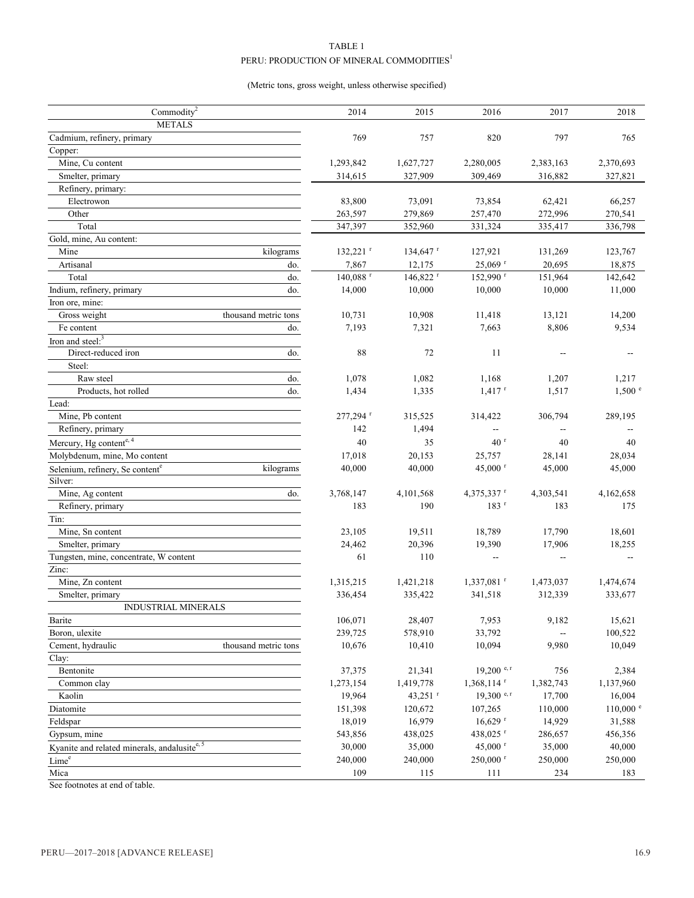TABLE 1
PERU: PRODUCTION OF MINERAL COMMODITIES[1]

(Metric tons, gross weight, unless otherwise specified)

| Commodity[2] | | 2014 | 2015 | 2016 | 2017 | 2018 |
|---|---|---|---|---|---|---|
| METALS | | | | | | |
| Cadmium, refinery, primary | | 769 | 757 | 820 | 797 | 765 |
| Copper: | | | | | | |
| Mine, Cu content | | 1,293,842 | 1,627,727 | 2,280,005 | 2,383,163 | 2,370,693 |
| Smelter, primary | | 314,615 | 327,909 | 309,469 | 316,882 | 327,821 |
| Refinery, primary: | | | | | | |
| Electrowon | | 83,800 | 73,091 | 73,854 | 62,421 | 66,257 |
| Other | | 263,597 | 279,869 | 257,470 | 272,996 | 270,541 |
| Total | | 347,397 | 352,960 | 331,324 | 335,417 | 336,798 |
| Gold, mine, Au content: | | | | | | |
| Mine | kilograms | 132,221 r | 134,647 r | 127,921 | 131,269 | 123,767 |
| Artisanal | do. | 7,867 | 12,175 | 25,069 r | 20,695 | 18,875 |
| Total | do. | 140,088 r | 146,822 r | 152,990 r | 151,964 | 142,642 |
| Indium, refinery, primary | do. | 14,000 | 10,000 | 10,000 | 10,000 | 11,000 |
| Iron ore, mine: | | | | | | |
| Gross weight | thousand metric tons | 10,731 | 10,908 | 11,418 | 13,121 | 14,200 |
| Fe content | do. | 7,193 | 7,321 | 7,663 | 8,806 | 9,534 |
| Iron and steel:[3] | | | | | | |
| Direct-reduced iron | do. | 88 | 72 | 11 | -- | -- |
| Steel: | | | | | | |
| Raw steel | do. | 1,078 | 1,082 | 1,168 | 1,207 | 1,217 |
| Products, hot rolled | do. | 1,434 | 1,335 | 1,417 r | 1,517 | 1,500 e |
| Lead: | | | | | | |
| Mine, Pb content | | 277,294 r | 315,525 | 314,422 | 306,794 | 289,195 |
| Refinery, primary | | 142 | 1,494 | -- | -- | -- |
| Mercury, Hg content[e, 4] | | 40 | 35 | 40 r | 40 | 40 |
| Molybdenum, mine, Mo content | | 17,018 | 20,153 | 25,757 | 28,141 | 28,034 |
| Selenium, refinery, Se content[e] | kilograms | 40,000 | 40,000 | 45,000 r | 45,000 | 45,000 |
| Silver: | | | | | | |
| Mine, Ag content | do. | 3,768,147 | 4,101,568 | 4,375,337 r | 4,303,541 | 4,162,658 |
| Refinery, primary | | 183 | 190 | 183 r | 183 | 175 |
| Tin: | | | | | | |
| Mine, Sn content | | 23,105 | 19,511 | 18,789 | 17,790 | 18,601 |
| Smelter, primary | | 24,462 | 20,396 | 19,390 | 17,906 | 18,255 |
| Tungsten, mine, concentrate, W content | | 61 | 110 | -- | -- | -- |
| Zinc: | | | | | | |
| Mine, Zn content | | 1,315,215 | 1,421,218 | 1,337,081 r | 1,473,037 | 1,474,674 |
| Smelter, primary | | 336,454 | 335,422 | 341,518 | 312,339 | 333,677 |
| INDUSTRIAL MINERALS | | | | | | |
| Barite | | 106,071 | 28,407 | 7,953 | 9,182 | 15,621 |
| Boron, ulexite | | 239,725 | 578,910 | 33,792 | -- | 100,522 |
| Cement, hydraulic | thousand metric tons | 10,676 | 10,410 | 10,094 | 9,980 | 10,049 |
| Clay: | | | | | | |
| Bentonite | | 37,375 | 21,341 | 19,200 e, r | 756 | 2,384 |
| Common clay | | 1,273,154 | 1,419,778 | 1,368,114 r | 1,382,743 | 1,137,960 |
| Kaolin | | 19,964 | 43,251 r | 19,300 e, r | 17,700 | 16,004 |
| Diatomite | | 151,398 | 120,672 | 107,265 | 110,000 | 110,000 e |
| Feldspar | | 18,019 | 16,979 | 16,629 r | 14,929 | 31,588 |
| Gypsum, mine | | 543,856 | 438,025 | 438,025 r | 286,657 | 456,356 |
| Kyanite and related minerals, andalusite[e, 5] | | 30,000 | 35,000 | 45,000 r | 35,000 | 40,000 |
| Lime[e] | | 240,000 | 240,000 | 250,000 r | 250,000 | 250,000 |
| Mica | | 109 | 115 | 111 | 234 | 183 |

See footnotes at end of table.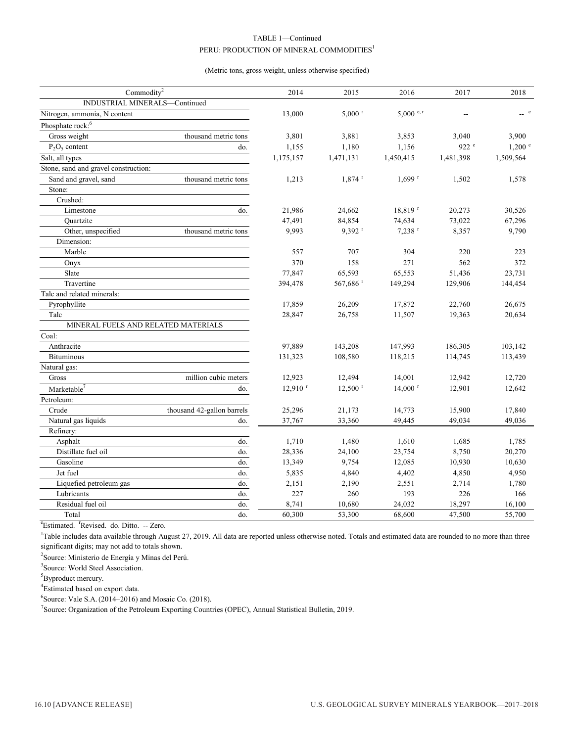TABLE 1—Continued

PERU: PRODUCTION OF MINERAL COMMODITIES[1]

(Metric tons, gross weight, unless otherwise specified)

| Commodity[2] | | 2014 | 2015 | 2016 | 2017 | 2018 |
|---|---|---|---|---|---|---|
| INDUSTRIAL MINERALS—Continued | | | | | | |
| Nitrogen, ammonia, N content | | 13,000 | 5,000 [r] | 5,000 [e, r] | -- | -- [e] |
| Phosphate rock:[6] | | | | | | |
| Gross weight | thousand metric tons | 3,801 | 3,881 | 3,853 | 3,040 | 3,900 |
| $P_2O_5$ content | do. | 1,155 | 1,180 | 1,156 | 922 [e] | 1,200 [e] |
| Salt, all types | | 1,175,157 | 1,471,131 | 1,450,415 | 1,481,398 | 1,509,564 |
| Stone, sand and gravel construction: | | | | | | |
| Sand and gravel, sand | thousand metric tons | 1,213 | 1,874 [r] | 1,699 [r] | 1,502 | 1,578 |
| Stone: | | | | | | |
| Crushed: | | | | | | |
| Limestone | do. | 21,986 | 24,662 | 18,819 [r] | 20,273 | 30,526 |
| Quartzite | | 47,491 | 84,854 | 74,634 | 73,022 | 67,296 |
| Other, unspecified | thousand metric tons | 9,993 | 9,392 [r] | 7,238 [r] | 8,357 | 9,790 |
| Dimension: | | | | | | |
| Marble | | 557 | 707 | 304 | 220 | 223 |
| Onyx | | 370 | 158 | 271 | 562 | 372 |
| Slate | | 77,847 | 65,593 | 65,553 | 51,436 | 23,731 |
| Travertine | | 394,478 | 567,686 [r] | 149,294 | 129,906 | 144,454 |
| Talc and related minerals: | | | | | | |
| Pyrophyllite | | 17,859 | 26,209 | 17,872 | 22,760 | 26,675 |
| Talc | | 28,847 | 26,758 | 11,507 | 19,363 | 20,634 |
| MINERAL FUELS AND RELATED MATERIALS | | | | | | |
| Coal: | | | | | | |
| Anthracite | | 97,889 | 143,208 | 147,993 | 186,305 | 103,142 |
| Bituminous | | 131,323 | 108,580 | 118,215 | 114,745 | 113,439 |
| Natural gas: | | | | | | |
| Gross | million cubic meters | 12,923 | 12,494 | 14,001 | 12,942 | 12,720 |
| Marketable[7] | do. | 12,910 [r] | 12,500 [r] | 14,000 [r] | 12,901 | 12,642 |
| Petroleum: | | | | | | |
| Crude | thousand 42-gallon barrels | 25,296 | 21,173 | 14,773 | 15,900 | 17,840 |
| Natural gas liquids | do. | 37,767 | 33,360 | 49,445 | 49,034 | 49,036 |
| Refinery: | | | | | | |
| Asphalt | do. | 1,710 | 1,480 | 1,610 | 1,685 | 1,785 |
| Distillate fuel oil | do. | 28,336 | 24,100 | 23,754 | 8,750 | 20,270 |
| Gasoline | do. | 13,349 | 9,754 | 12,085 | 10,930 | 10,630 |
| Jet fuel | do. | 5,835 | 4,840 | 4,402 | 4,850 | 4,950 |
| Liquefied petroleum gas | do. | 2,151 | 2,190 | 2,551 | 2,714 | 1,780 |
| Lubricants | do. | 227 | 260 | 193 | 226 | 166 |
| Residual fuel oil | do. | 8,741 | 10,680 | 24,032 | 18,297 | 16,100 |
| Total | do. | 60,300 | 53,300 | 68,600 | 47,500 | 55,700 |

[e]Estimated. [r]Revised. do. Ditto. -- Zero.

[1]Table includes data available through August 27, 2019. All data are reported unless otherwise noted. Totals and estimated data are rounded to no more than three significant digits; may not add to totals shown.

[2]Source: Ministerio de Energía y Minas del Perú.

[3]Source: World Steel Association.

[5]Byproduct mercury.

[4]Estimated based on export data.

[6]Source: Vale S.A. (2014–2016) and Mosaic Co. (2018).

[7]Source: Organization of the Petroleum Exporting Countries (OPEC), Annual Statistical Bulletin, 2019.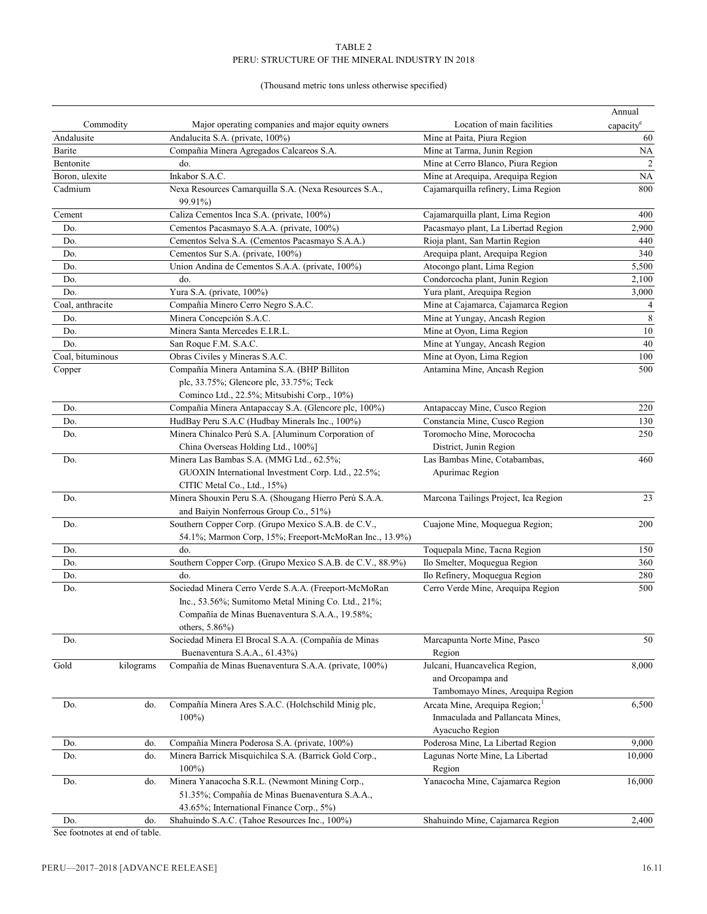TABLE 2
PERU: STRUCTURE OF THE MINERAL INDUSTRY IN 2018

(Thousand metric tons unless otherwise specified)

| Commodity | | Major operating companies and major equity owners | Location of main facilities | Annual capacity[e] |
|---|---|---|---|---|
| Andalusite | | Andalucita S.A. (private, 100%) | Mine at Paita, Piura Region | 60 |
| Barite | | Compañia Minera Agregados Calcareos S.A. | Mine at Tarma, Junin Region | NA |
| Bentonite | | do. | Mine at Cerro Blanco, Piura Region | 2 |
| Boron, ulexite | | Inkabor S.A.C. | Mine at Arequipa, Arequipa Region | NA |
| Cadmium | | Nexa Resources Camarquilla S.A. (Nexa Resources S.A., 99.91%) | Cajamarquilla refinery, Lima Region | 800 |
| Cement | | Caliza Cementos Inca S.A. (private, 100%) | Cajamarquilla plant, Lima Region | 400 |
| Do. | | Cementos Pacasmayo S.A.A. (private, 100%) | Pacasmayo plant, La Libertad Region | 2,900 |
| Do. | | Cementos Selva S.A. (Cementos Pacasmayo S.A.A.) | Rioja plant, San Martin Region | 440 |
| Do. | | Cementos Sur S.A. (private, 100%) | Arequipa plant, Arequipa Region | 340 |
| Do. | | Union Andina de Cementos S.A.A. (private, 100%) | Atocongo plant, Lima Region | 5,500 |
| Do. | | do. | Condorcocha plant, Junin Region | 2,100 |
| Do. | | Yura S.A. (private, 100%) | Yura plant, Arequipa Region | 3,000 |
| Coal, anthracite | | Compañia Minero Cerro Negro S.A.C. | Mine at Cajamarca, Cajamarca Region | 4 |
| Do. | | Minera Concepción S.A.C. | Mine at Yungay, Ancash Region | 8 |
| Do. | | Minera Santa Mercedes E.I.R.L. | Mine at Oyon, Lima Region | 10 |
| Do. | | San Roque F.M. S.A.C. | Mine at Yungay, Ancash Region | 40 |
| Coal, bituminous | | Obras Civiles y Mineras S.A.C. | Mine at Oyon, Lima Region | 100 |
| Copper | | Compañía Minera Antamina S.A. (BHP Billiton plc, 33.75%; Glencore plc, 33.75%; Teck Cominco Ltd., 22.5%; Mitsubishi Corp., 10%) | Antamina Mine, Ancash Region | 500 |
| Do. | | Compañia Minera Antapaccay S.A. (Glencore plc, 100%) | Antapaccay Mine, Cusco Region | 220 |
| Do. | | HudBay Peru S.A.C (Hudbay Minerals Inc., 100%) | Constancia Mine, Cusco Region | 130 |
| Do. | | Minera Chinalco Perú S.A. [Aluminum Corporation of China Overseas Holding Ltd., 100%] | Toromocho Mine, Morococha District, Junin Region | 250 |
| Do. | | Minera Las Bambas S.A. (MMG Ltd., 62.5%; GUOXIN International Investment Corp. Ltd., 22.5%; CITIC Metal Co., Ltd., 15%) | Las Bambas Mine, Cotabambas, Apurimac Region | 460 |
| Do. | | Minera Shouxin Peru S.A. (Shougang Hierro Perú S.A.A. and Baiyin Nonferrous Group Co., 51%) | Marcona Tailings Project, Ica Region | 23 |
| Do. | | Southern Copper Corp. (Grupo Mexico S.A.B. de C.V., 54.1%; Marmon Corp, 15%; Freeport-McMoRan Inc., 13.9%) | Cuajone Mine, Moquegua Region; | 200 |
| Do. | | do. | Toquepala Mine, Tacna Region | 150 |
| Do. | | Southern Copper Corp. (Grupo Mexico S.A.B. de C.V., 88.9%) | Ilo Smelter, Moquegua Region | 360 |
| Do. | | do. | Ilo Refinery, Moquegua Region | 280 |
| Do. | | Sociedad Minera Cerro Verde S.A.A. (Freeport-McMoRan Inc., 53.56%; Sumitomo Metal Mining Co. Ltd., 21%; Compañía de Minas Buenaventura S.A.A., 19.58%; others, 5.86%) | Cerro Verde Mine, Arequipa Region | 500 |
| Do. | | Sociedad Minera El Brocal S.A.A. (Compañía de Minas Buenaventura S.A.A., 61.43%) | Marcapunta Norte Mine, Pasco Region | 50 |
| Gold | kilograms | Compañía de Minas Buenaventura S.A.A. (private, 100%) | Julcani, Huancavelica Region, and Orcopampa and Tambomayo Mines, Arequipa Region | 8,000 |
| Do. | do. | Compañía Minera Ares S.A.C. (Holchschild Minig plc, 100%) | Arcata Mine, Arequipa Region;[1] Inmaculada and Pallancata Mines, Ayacucho Region | 6,500 |
| Do. | do. | Compañía Minera Poderosa S.A. (private, 100%) | Poderosa Mine, La Libertad Region | 9,000 |
| Do. | do. | Minera Barrick Misquichilca S.A. (Barrick Gold Corp., 100%) | Lagunas Norte Mine, La Libertad Region | 10,000 |
| Do. | do. | Minera Yanacocha S.R.L. (Newmont Mining Corp., 51.35%; Compañía de Minas Buenaventura S.A.A., 43.65%; International Finance Corp., 5%) | Yanacocha Mine, Cajamarca Region | 16,000 |
| Do. | do. | Shahuindo S.A.C. (Tahoe Resources Inc., 100%) | Shahuindo Mine, Cajamarca Region | 2,400 |

See footnotes at end of table.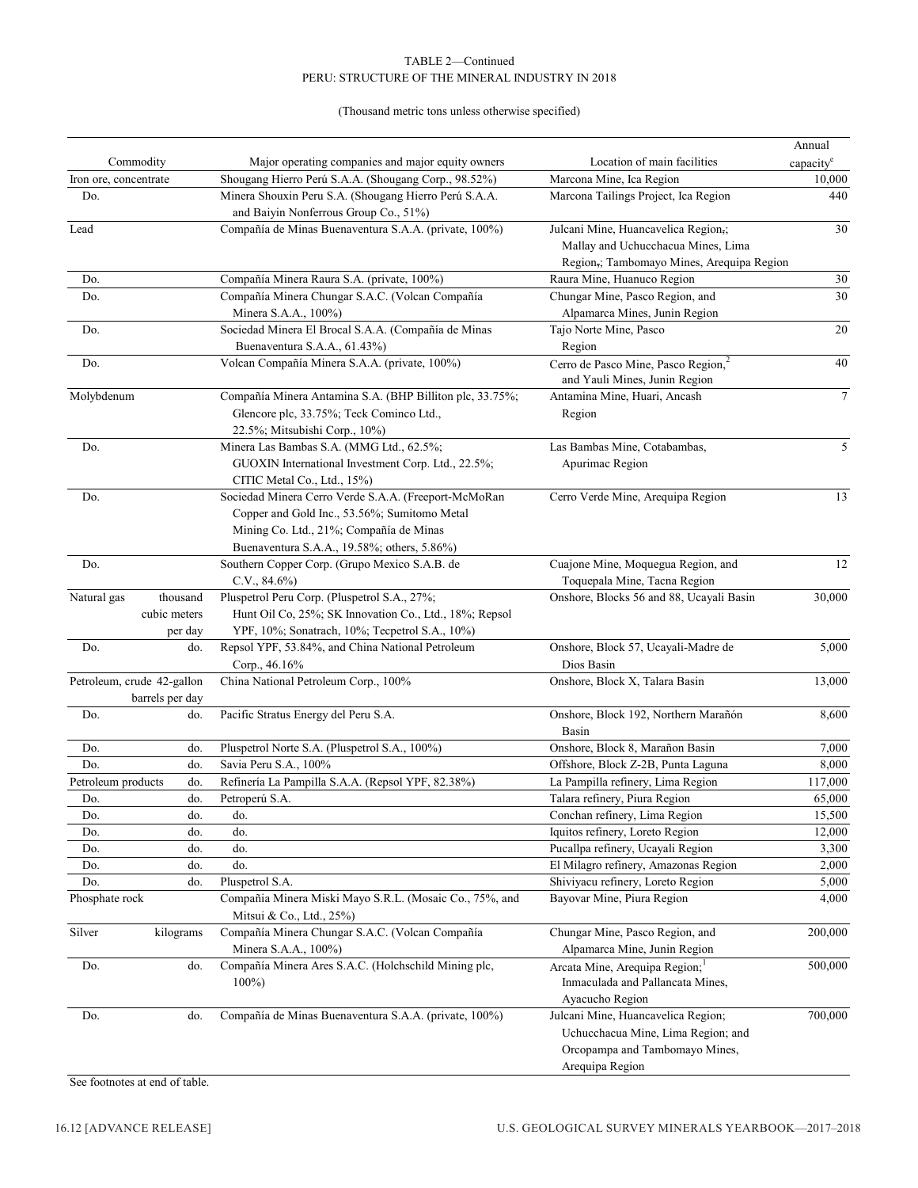TABLE 2—Continued
PERU: STRUCTURE OF THE MINERAL INDUSTRY IN 2018

(Thousand metric tons unless otherwise specified)

| Commodity | | Major operating companies and major equity owners | Location of main facilities | Annual capacity[e] |
|---|---|---|---|---|
| Iron ore, concentrate | | Shougang Hierro Perú S.A.A. (Shougang Corp., 98.52%) | Marcona Mine, Ica Region | 10,000 |
| Do. | | Minera Shouxin Peru S.A. (Shougang Hierro Perú S.A.A. and Baiyin Nonferrous Group Co., 51%) | Marcona Tailings Project, Ica Region | 440 |
| Lead | | Compañía de Minas Buenaventura S.A.A. (private, 100%) | Julcani Mine, Huancavelica Region,; Mallay and Uchucchacua Mines, Lima Region,; Tambomayo Mines, Arequipa Region | 30 |
| Do. | | Compañía Minera Raura S.A. (private, 100%) | Raura Mine, Huanuco Region | 30 |
| Do. | | Compañía Minera Chungar S.A.C. (Volcan Compañía Minera S.A.A., 100%) | Chungar Mine, Pasco Region, and Alpamarca Mines, Junin Region | 30 |
| Do. | | Sociedad Minera El Brocal S.A.A. (Compañía de Minas Buenaventura S.A.A., 61.43%) | Tajo Norte Mine, Pasco Region | 20 |
| Do. | | Volcan Compañía Minera S.A.A. (private, 100%) | Cerro de Pasco Mine, Pasco Region,[2] and Yauli Mines, Junin Region | 40 |
| Molybdenum | | Compañía Minera Antamina S.A. (BHP Billiton plc, 33.75%; Glencore plc, 33.75%; Teck Cominco Ltd., 22.5%; Mitsubishi Corp., 10%) | Antamina Mine, Huari, Ancash Region | 7 |
| Do. | | Minera Las Bambas S.A. (MMG Ltd., 62.5%; GUOXIN International Investment Corp. Ltd., 22.5%; CITIC Metal Co., Ltd., 15%) | Las Bambas Mine, Cotabambas, Apurimac Region | 5 |
| Do. | | Sociedad Minera Cerro Verde S.A.A. (Freeport-McMoRan Copper and Gold Inc., 53.56%; Sumitomo Metal Mining Co. Ltd., 21%; Compañía de Minas Buenaventura S.A.A., 19.58%; others, 5.86%) | Cerro Verde Mine, Arequipa Region | 13 |
| Do. | | Southern Copper Corp. (Grupo Mexico S.A.B. de C.V., 84.6%) | Cuajone Mine, Moquegua Region, and Toquepala Mine, Tacna Region | 12 |
| Natural gas | thousand cubic meters per day | Pluspetrol Peru Corp. (Pluspetrol S.A., 27%; Hunt Oil Co, 25%; SK Innovation Co., Ltd., 18%; Repsol YPF, 10%; Sonatrach, 10%; Tecpetrol S.A., 10%) | Onshore, Blocks 56 and 88, Ucayali Basin | 30,000 |
| Do. | do. | Repsol YPF, 53.84%, and China National Petroleum Corp., 46.16% | Onshore, Block 57, Ucayali-Madre de Dios Basin | 5,000 |
| Petroleum, crude | 42-gallon barrels per day | China National Petroleum Corp., 100% | Onshore, Block X, Talara Basin | 13,000 |
| Do. | do. | Pacific Stratus Energy del Peru S.A. | Onshore, Block 192, Northern Marañón Basin | 8,600 |
| Do. | do. | Pluspetrol Norte S.A. (Pluspetrol S.A., 100%) | Onshore, Block 8, Marañon Basin | 7,000 |
| Do. | do. | Savia Peru S.A., 100% | Offshore, Block Z-2B, Punta Laguna | 8,000 |
| Petroleum products | do. | Refinería La Pampilla S.A.A. (Repsol YPF, 82.38%) | La Pampilla refinery, Lima Region | 117,000 |
| Do. | do. | Petroperú S.A. | Talara refinery, Piura Region | 65,000 |
| Do. | do. | do. | Conchan refinery, Lima Region | 15,500 |
| Do. | do. | do. | Iquitos refinery, Loreto Region | 12,000 |
| Do. | do. | do. | Pucallpa refinery, Ucayali Region | 3,300 |
| Do. | do. | do. | El Milagro refinery, Amazonas Region | 2,000 |
| Do. | do. | Pluspetrol S.A. | Shiviyacu refinery, Loreto Region | 5,000 |
| Phosphate rock | | Compañía Minera Miski Mayo S.R.L. (Mosaic Co., 75%, and Mitsui & Co., Ltd., 25%) | Bayovar Mine, Piura Region | 4,000 |
| Silver | kilograms | Compañía Minera Chungar S.A.C. (Volcan Compañía Minera S.A.A., 100%) | Chungar Mine, Pasco Region, and Alpamarca Mine, Junin Region | 200,000 |
| Do. | do. | Compañía Minera Ares S.A.C. (Holchschild Mining plc, 100%) | Arcata Mine, Arequipa Region;[1] Inmaculada and Pallancata Mines, Ayacucho Region | 500,000 |
| Do. | do. | Compañía de Minas Buenaventura S.A.A. (private, 100%) | Julcani Mine, Huancavelica Region; Uchucchacua Mine, Lima Region; and Orcopampa and Tambomayo Mines, Arequipa Region | 700,000 |

See footnotes at end of table.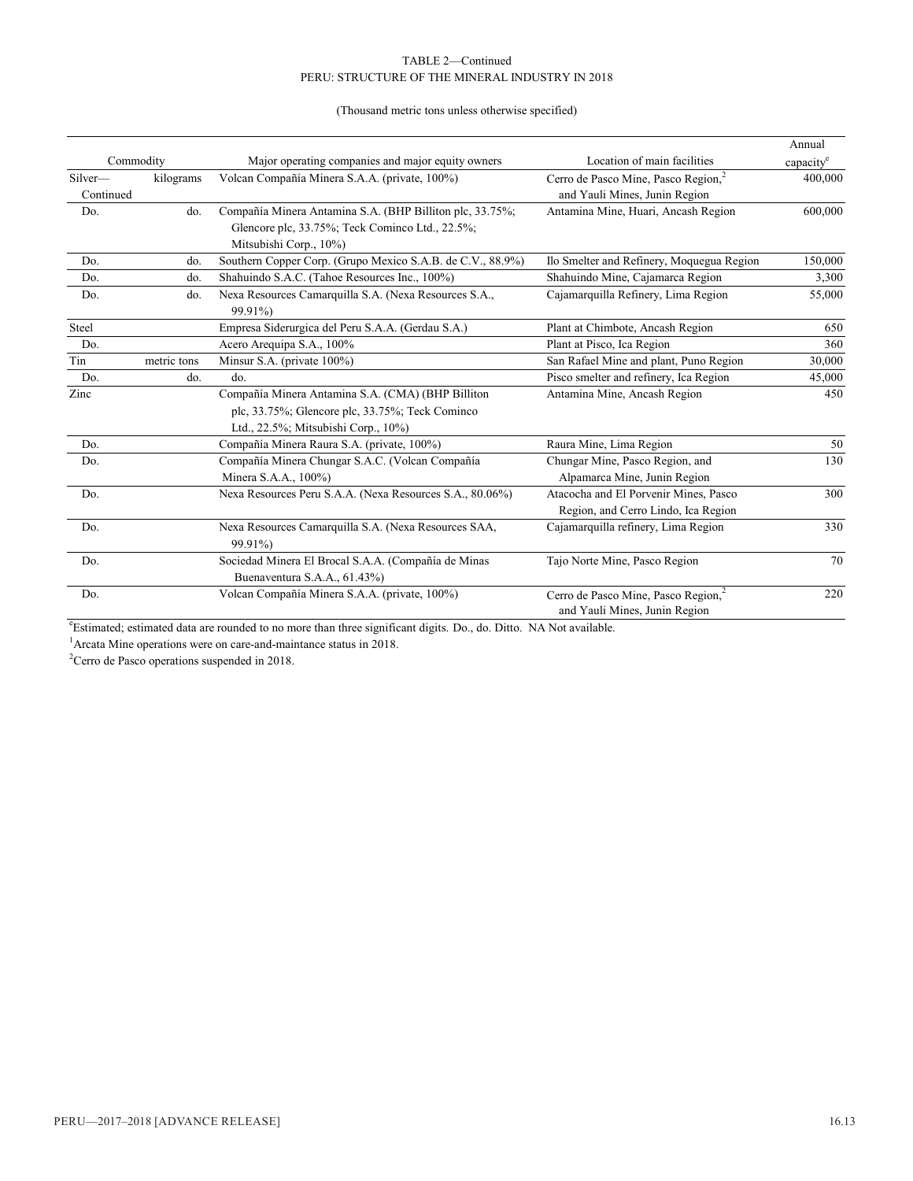TABLE 2—Continued
PERU: STRUCTURE OF THE MINERAL INDUSTRY IN 2018

(Thousand metric tons unless otherwise specified)

| Commodity | | Major operating companies and major equity owners | Location of main facilities | Annual capacity[e] |
|---|---|---|---|---|
| Silver—Continued | kilograms | Volcan Compañía Minera S.A.A. (private, 100%) | Cerro de Pasco Mine, Pasco Region,[2] and Yauli Mines, Junin Region | 400,000 |
| Do. | do. | Compañía Minera Antamina S.A. (BHP Billiton plc, 33.75%; Glencore plc, 33.75%; Teck Cominco Ltd., 22.5%; Mitsubishi Corp., 10%) | Antamina Mine, Huari, Ancash Region | 600,000 |
| Do. | do. | Southern Copper Corp. (Grupo Mexico S.A.B. de C.V., 88.9%) | Ilo Smelter and Refinery, Moquegua Region | 150,000 |
| Do. | do. | Shahuindo S.A.C. (Tahoe Resources Inc., 100%) | Shahuindo Mine, Cajamarca Region | 3,300 |
| Do. | do. | Nexa Resources Camarquilla S.A. (Nexa Resources S.A., 99.91%) | Cajamarquilla Refinery, Lima Region | 55,000 |
| Steel | | Empresa Siderurgica del Peru S.A.A. (Gerdau S.A.) | Plant at Chimbote, Ancash Region | 650 |
| Do. | | Acero Arequipa S.A., 100% | Plant at Pisco, Ica Region | 360 |
| Tin | metric tons | Minsur S.A. (private 100%) | San Rafael Mine and plant, Puno Region | 30,000 |
| Do. | do. | do. | Pisco smelter and refinery, Ica Region | 45,000 |
| Zinc | | Compañía Minera Antamina S.A. (CMA) (BHP Billiton plc, 33.75%; Glencore plc, 33.75%; Teck Cominco Ltd., 22.5%; Mitsubishi Corp., 10%) | Antamina Mine, Ancash Region | 450 |
| Do. | | Compañía Minera Raura S.A. (private, 100%) | Raura Mine, Lima Region | 50 |
| Do. | | Compañía Minera Chungar S.A.C. (Volcan Compañía Minera S.A.A., 100%) | Chungar Mine, Pasco Region, and Alpamarca Mine, Junin Region | 130 |
| Do. | | Nexa Resources Peru S.A.A. (Nexa Resources S.A., 80.06%) | Atacocha and El Porvenir Mines, Pasco Region, and Cerro Lindo, Ica Region | 300 |
| Do. | | Nexa Resources Camarquilla S.A. (Nexa Resources SAA, 99.91%) | Cajamarquilla refinery, Lima Region | 330 |
| Do. | | Sociedad Minera El Brocal S.A.A. (Compañía de Minas Buenaventura S.A.A., 61.43%) | Tajo Norte Mine, Pasco Region | 70 |
| Do. | | Volcan Compañía Minera S.A.A. (private, 100%) | Cerro de Pasco Mine, Pasco Region,[2] and Yauli Mines, Junin Region | 220 |

[e]Estimated; estimated data are rounded to no more than three significant digits. Do., do. Ditto. NA Not available.

[1]Arcata Mine operations were on care-and-maintance status in 2018.

[2]Cerro de Pasco operations suspended in 2018.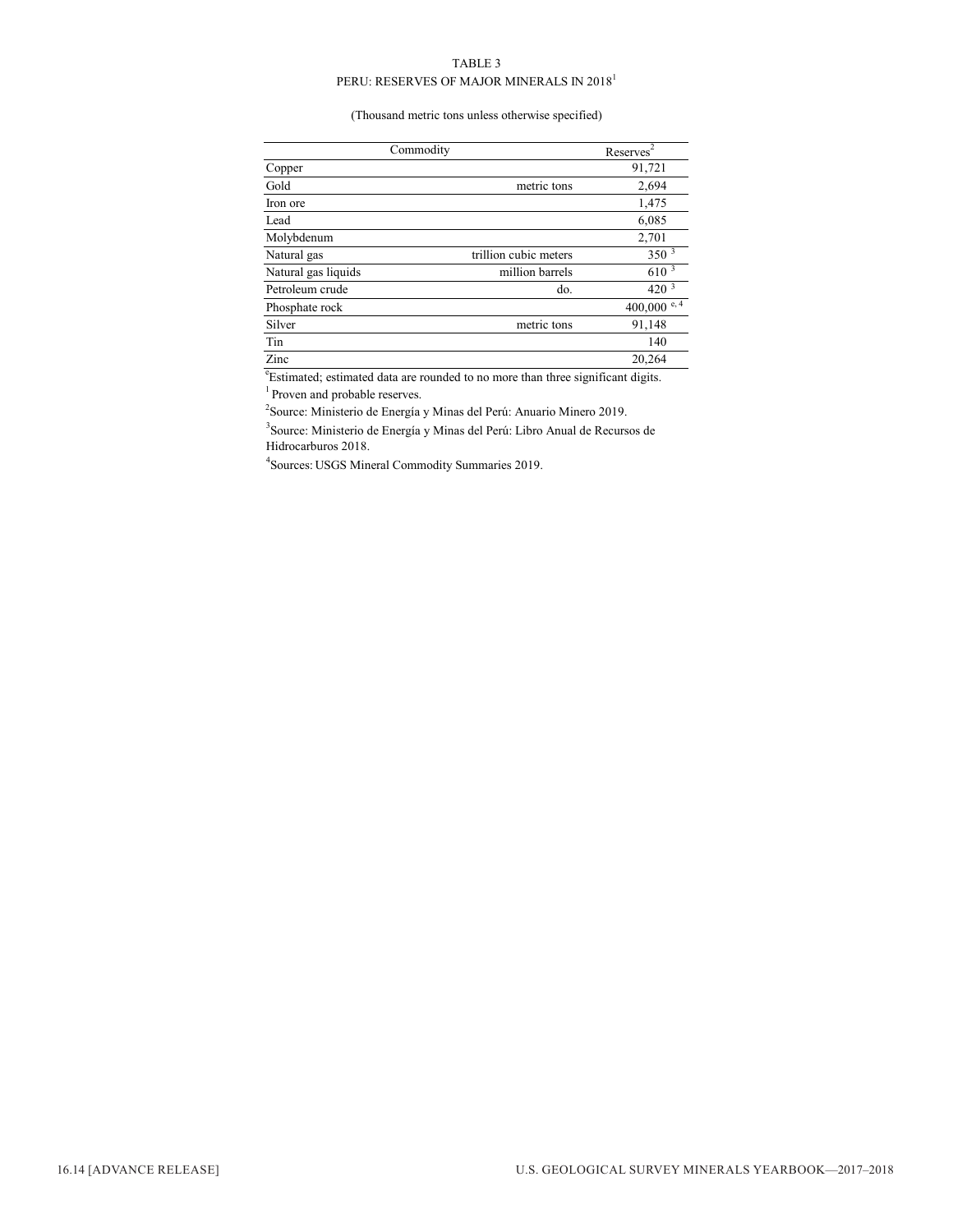TABLE 3

PERU: RESERVES OF MAJOR MINERALS IN 2018[1]

(Thousand metric tons unless otherwise specified)

| Commodity | | Reserves[2] |
|---|---|---|
| Copper | | 91,721 |
| Gold | metric tons | 2,694 |
| Iron ore | | 1,475 |
| Lead | | 6,085 |
| Molybdenum | | 2,701 |
| Natural gas | trillion cubic meters | 350 [3] |
| Natural gas liquids | million barrels | 610 [3] |
| Petroleum crude | do. | 420 [3] |
| Phosphate rock | | 400,000 [e, 4] |
| Silver | metric tons | 91,148 |
| Tin | | 140 |
| Zinc | | 20,264 |

[e]Estimated; estimated data are rounded to no more than three significant digits.

[1] Proven and probable reserves.

[2]Source: Ministerio de Energía y Minas del Perú: Anuario Minero 2019.

[3]Source: Ministerio de Energía y Minas del Perú: Libro Anual de Recursos de Hidrocarburos 2018.

[4]Sources: USGS Mineral Commodity Summaries 2019.